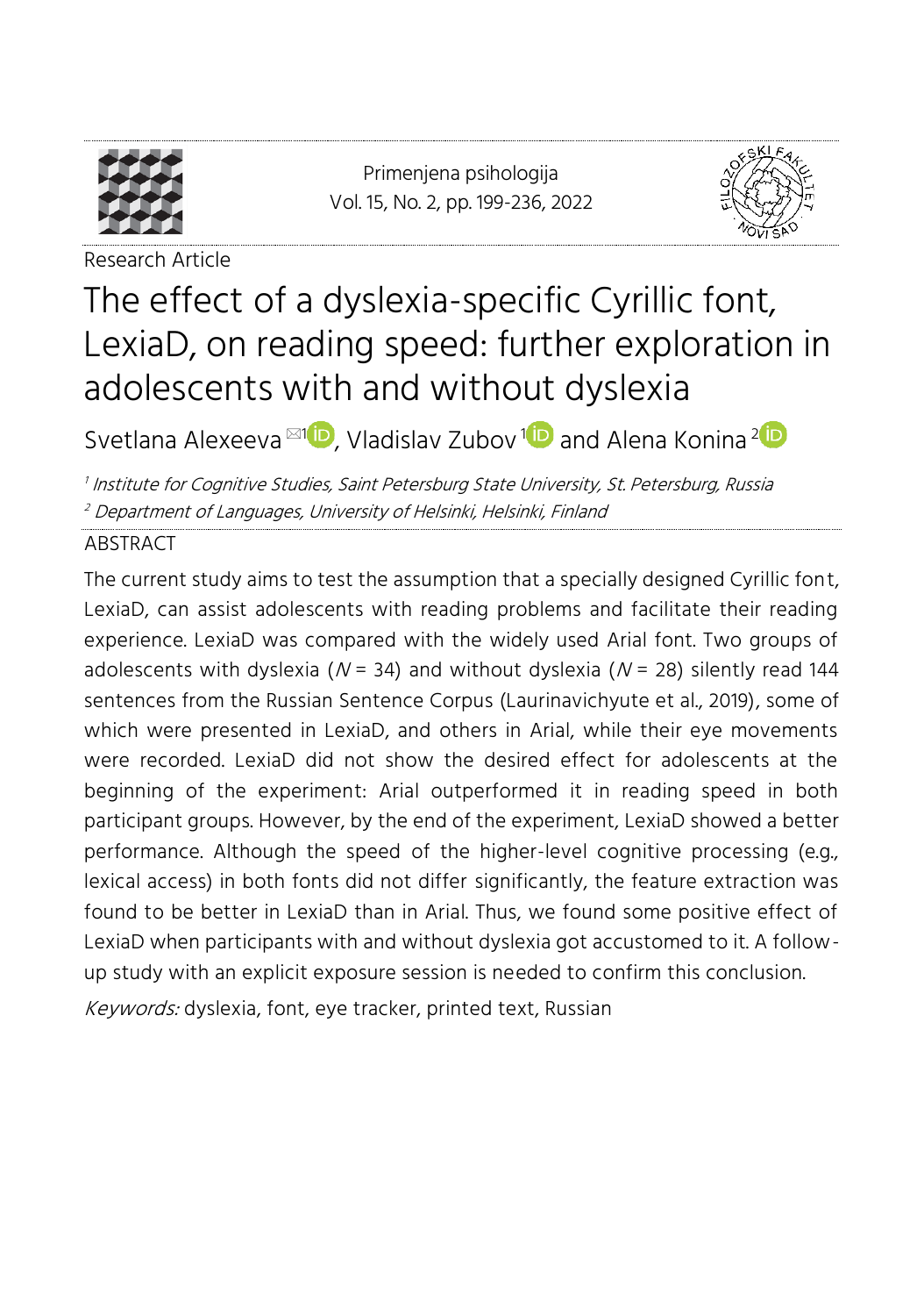Research Article

# The effect of a dyslexia-specific Cyrillic font, LexiaD, on reading speed: further exploration in adolescents with and without dyslexia

Svetlana Alexeeva [1], Vladislav Zubov [1] and Alena Konina [2]

[1] *Institute for Cognitive Studies, Saint Petersburg State University, St. Petersburg, Russia*

[2] *Department of Languages, University of Helsinki, Helsinki, Finland*

## ABSTRACT

The current study aims to test the assumption that a specially designed Cyrillic font, LexiaD, can assist adolescents with reading problems and facilitate their reading experience. LexiaD was compared with the widely used Arial font. Two groups of adolescents with dyslexia ($N$ = 34) and without dyslexia ($N$ = 28) silently read 144 sentences from the Russian Sentence Corpus (Laurinavichyute et al., 2019), some of which were presented in LexiaD, and others in Arial, while their eye movements were recorded. LexiaD did not show the desired effect for adolescents at the beginning of the experiment: Arial outperformed it in reading speed in both participant groups. However, by the end of the experiment, LexiaD showed a better performance. Although the speed of the higher-level cognitive processing (e.g., lexical access) in both fonts did not differ significantly, the feature extraction was found to be better in LexiaD than in Arial. Thus, we found some positive effect of LexiaD when participants with and without dyslexia got accustomed to it. A follow-up study with an explicit exposure session is needed to confirm this conclusion.

*Keywords:* dyslexia, font, eye tracker, printed text, Russian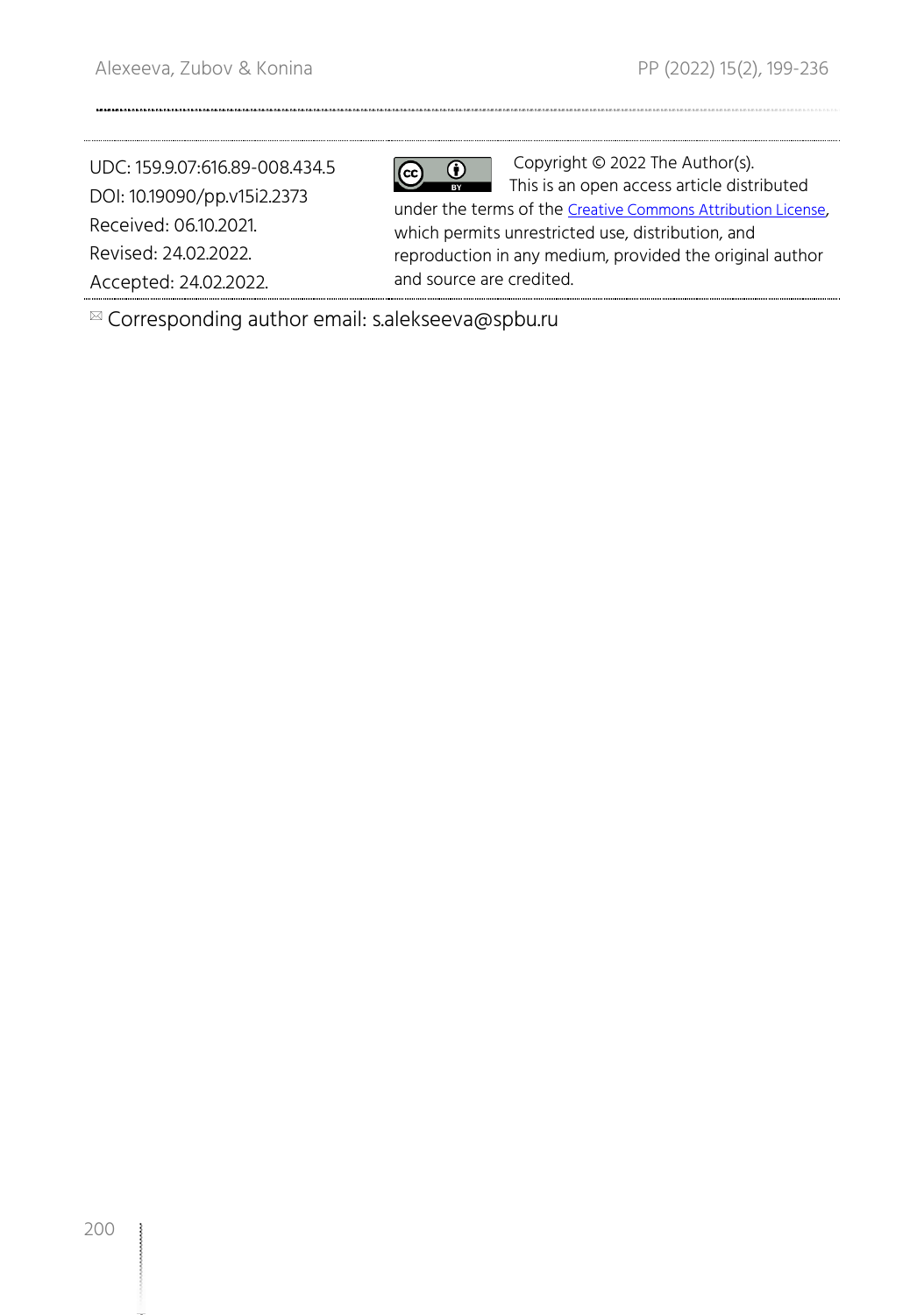UDC: 159.9.07:616.89-008.434.5
DOI: 10.19090/pp.v15i2.2373
Received: 06.10.2021.
Revised: 24.02.2022.
Accepted: 24.02.2022.

Copyright © 2022 The Author(s). This is an open access article distributed under the terms of the Creative Commons Attribution License, which permits unrestricted use, distribution, and reproduction in any medium, provided the original author and source are credited.

✉ Corresponding author email: s.alekseeva@spbu.ru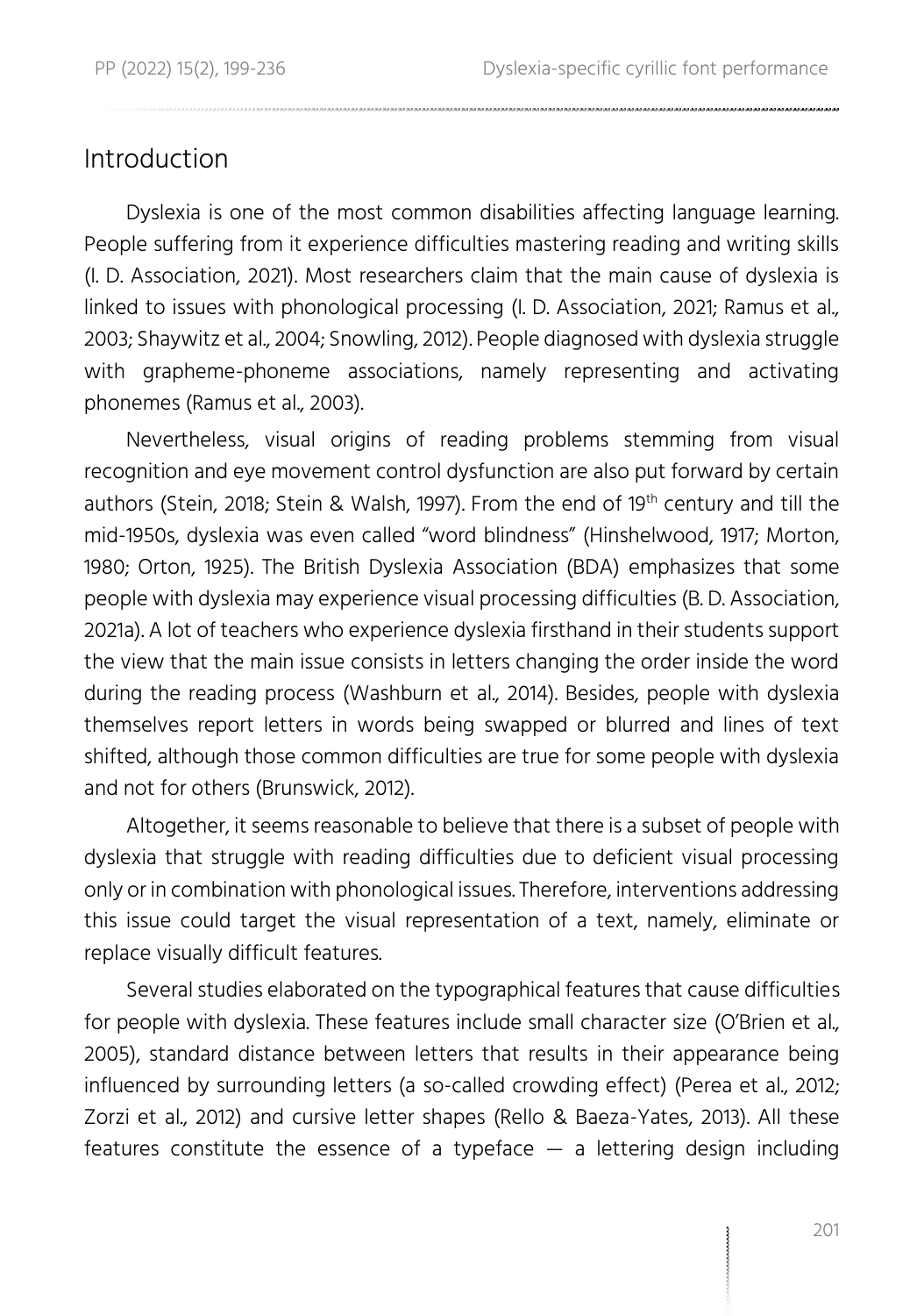## Introduction

Dyslexia is one of the most common disabilities affecting language learning. People suffering from it experience difficulties mastering reading and writing skills (I. D. Association, 2021). Most researchers claim that the main cause of dyslexia is linked to issues with phonological processing (I. D. Association, 2021; Ramus et al., 2003; Shaywitz et al., 2004; Snowling, 2012). People diagnosed with dyslexia struggle with grapheme-phoneme associations, namely representing and activating phonemes (Ramus et al., 2003).

Nevertheless, visual origins of reading problems stemming from visual recognition and eye movement control dysfunction are also put forward by certain authors (Stein, 2018; Stein & Walsh, 1997). From the end of 19th century and till the mid-1950s, dyslexia was even called "word blindness" (Hinshelwood, 1917; Morton, 1980; Orton, 1925). The British Dyslexia Association (BDA) emphasizes that some people with dyslexia may experience visual processing difficulties (B. D. Association, 2021a). A lot of teachers who experience dyslexia firsthand in their students support the view that the main issue consists in letters changing the order inside the word during the reading process (Washburn et al., 2014). Besides, people with dyslexia themselves report letters in words being swapped or blurred and lines of text shifted, although those common difficulties are true for some people with dyslexia and not for others (Brunswick, 2012).

Altogether, it seems reasonable to believe that there is a subset of people with dyslexia that struggle with reading difficulties due to deficient visual processing only or in combination with phonological issues. Therefore, interventions addressing this issue could target the visual representation of a text, namely, eliminate or replace visually difficult features.

Several studies elaborated on the typographical features that cause difficulties for people with dyslexia. These features include small character size (O'Brien et al., 2005), standard distance between letters that results in their appearance being influenced by surrounding letters (a so-called crowding effect) (Perea et al., 2012; Zorzi et al., 2012) and cursive letter shapes (Rello & Baeza-Yates, 2013). All these features constitute the essence of a typeface — a lettering design including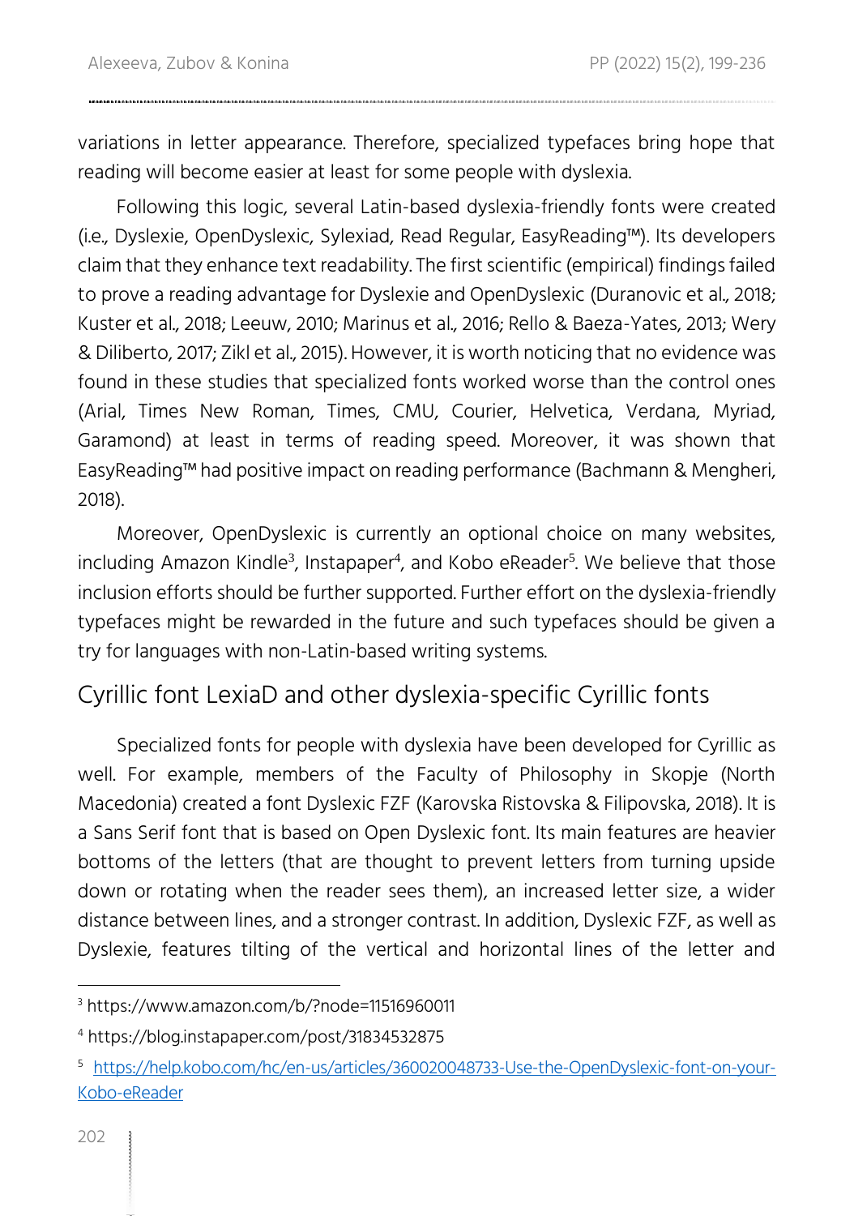variations in letter appearance. Therefore, specialized typefaces bring hope that reading will become easier at least for some people with dyslexia.

Following this logic, several Latin-based dyslexia-friendly fonts were created (i.e., Dyslexie, OpenDyslexic, Sylexiad, Read Regular, EasyReading™). Its developers claim that they enhance text readability. The first scientific (empirical) findings failed to prove a reading advantage for Dyslexie and OpenDyslexic (Duranovic et al., 2018; Kuster et al., 2018; Leeuw, 2010; Marinus et al., 2016; Rello & Baeza-Yates, 2013; Wery & Diliberto, 2017; Zikl et al., 2015). However, it is worth noticing that no evidence was found in these studies that specialized fonts worked worse than the control ones (Arial, Times New Roman, Times, CMU, Courier, Helvetica, Verdana, Myriad, Garamond) at least in terms of reading speed. Moreover, it was shown that EasyReading™ had positive impact on reading performance (Bachmann & Mengheri, 2018).

Moreover, OpenDyslexic is currently an optional choice on many websites, including Amazon Kindle[3], Instapaper[4], and Kobo eReader[5]. We believe that those inclusion efforts should be further supported. Further effort on the dyslexia-friendly typefaces might be rewarded in the future and such typefaces should be given a try for languages with non-Latin-based writing systems.

## Cyrillic font LexiaD and other dyslexia-specific Cyrillic fonts

Specialized fonts for people with dyslexia have been developed for Cyrillic as well. For example, members of the Faculty of Philosophy in Skopje (North Macedonia) created a font Dyslexic FZF (Karovska Ristovska & Filipovska, 2018). It is a Sans Serif font that is based on Open Dyslexic font. Its main features are heavier bottoms of the letters (that are thought to prevent letters from turning upside down or rotating when the reader sees them), an increased letter size, a wider distance between lines, and a stronger contrast. In addition, Dyslexic FZF, as well as Dyslexie, features tilting of the vertical and horizontal lines of the letter and

---

[3] https://www.amazon.com/b/?node=11516960011

[4] https://blog.instapaper.com/post/31834532875

[5] https://help.kobo.com/hc/en-us/articles/360020048733-Use-the-OpenDyslexic-font-on-your-Kobo-eReader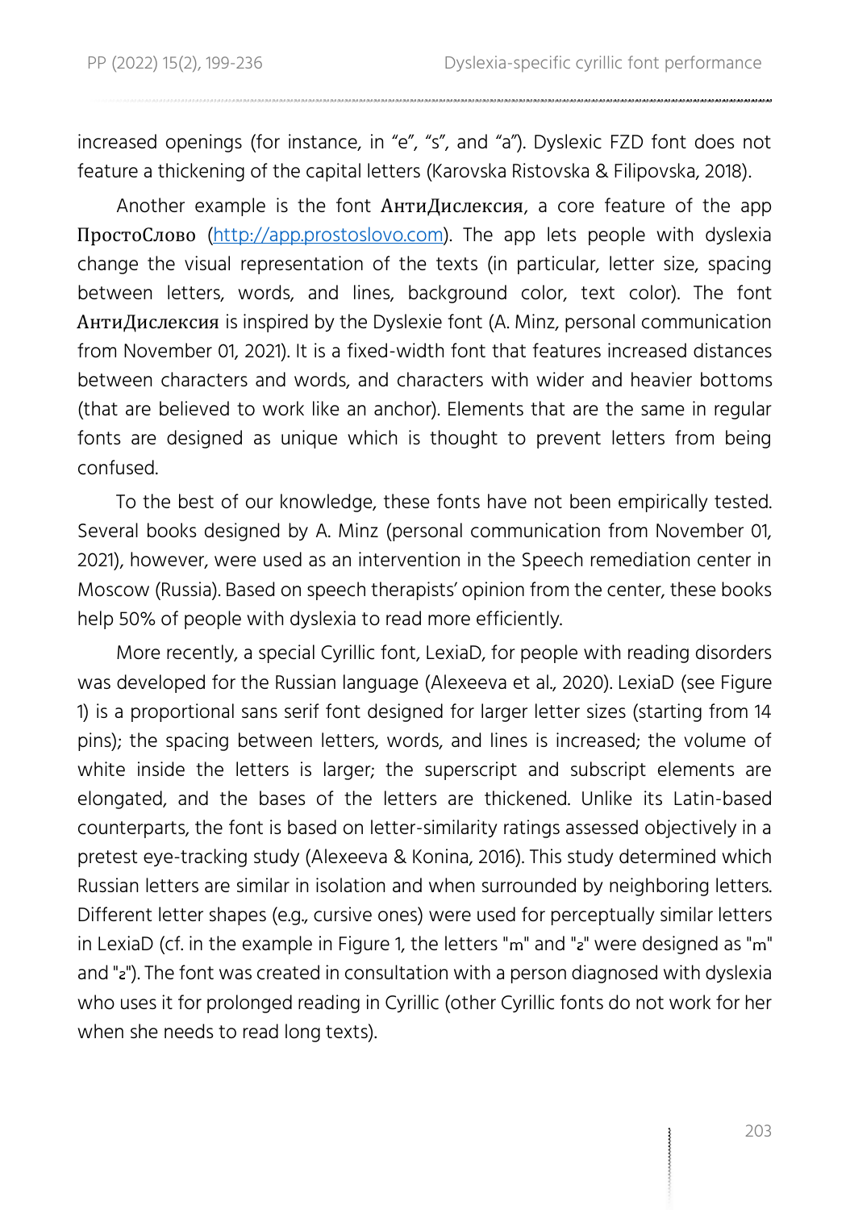increased openings (for instance, in "e", "s", and "a"). Dyslexic FZD font does not feature a thickening of the capital letters (Karovska Ristovska & Filipovska, 2018).

Another example is the font АнтиДислексия, a core feature of the app ПростоСлово (http://app.prostoslovo.com). The app lets people with dyslexia change the visual representation of the texts (in particular, letter size, spacing between letters, words, and lines, background color, text color). The font АнтиДислексия is inspired by the Dyslexie font (A. Minz, personal communication from November 01, 2021). It is a fixed-width font that features increased distances between characters and words, and characters with wider and heavier bottoms (that are believed to work like an anchor). Elements that are the same in regular fonts are designed as unique which is thought to prevent letters from being confused.

To the best of our knowledge, these fonts have not been empirically tested. Several books designed by A. Minz (personal communication from November 01, 2021), however, were used as an intervention in the Speech remediation center in Moscow (Russia). Based on speech therapists' opinion from the center, these books help 50% of people with dyslexia to read more efficiently.

More recently, a special Cyrillic font, LexiaD, for people with reading disorders was developed for the Russian language (Alexeeva et al., 2020). LexiaD (see Figure 1) is a proportional sans serif font designed for larger letter sizes (starting from 14 pins); the spacing between letters, words, and lines is increased; the volume of white inside the letters is larger; the superscript and subscript elements are elongated, and the bases of the letters are thickened. Unlike its Latin-based counterparts, the font is based on letter-similarity ratings assessed objectively in a pretest eye-tracking study (Alexeeva & Konina, 2016). This study determined which Russian letters are similar in isolation and when surrounded by neighboring letters. Different letter shapes (e.g., cursive ones) were used for perceptually similar letters in LexiaD (cf. in the example in Figure 1, the letters "т" and "г" were designed as "т" and "г"). The font was created in consultation with a person diagnosed with dyslexia who uses it for prolonged reading in Cyrillic (other Cyrillic fonts do not work for her when she needs to read long texts).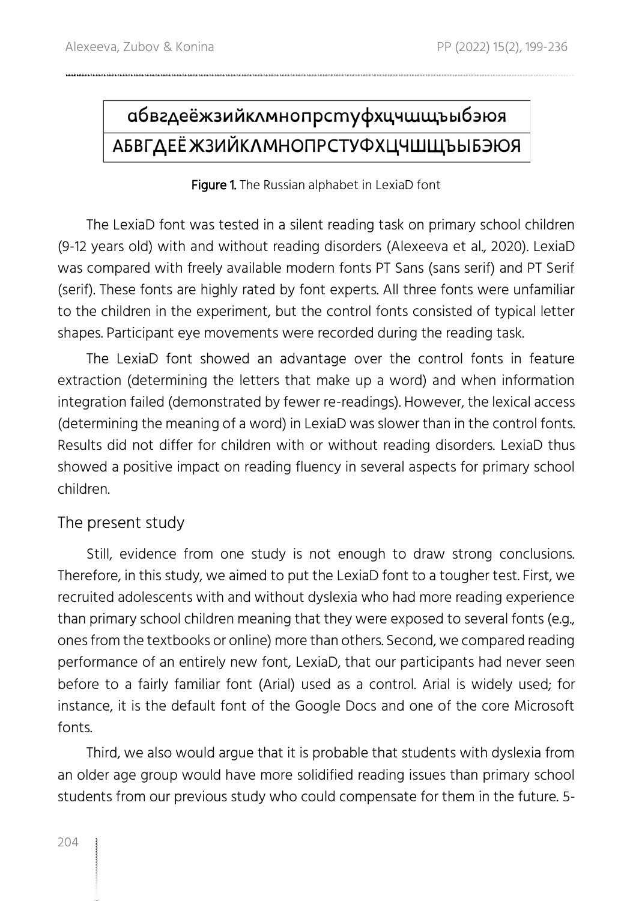| абвгдеёжзийклмнопрстуфхцчшщъыьэюя |
|---|
| АБВГДЕЁЖЗИЙКЛМНОПРСТУФХЦЧШЩЪЫЬЭЮЯ |

**Figure 1.** The Russian alphabet in LexiaD font

The LexiaD font was tested in a silent reading task on primary school children (9-12 years old) with and without reading disorders (Alexeeva et al., 2020). LexiaD was compared with freely available modern fonts PT Sans (sans serif) and PT Serif (serif). These fonts are highly rated by font experts. All three fonts were unfamiliar to the children in the experiment, but the control fonts consisted of typical letter shapes. Participant eye movements were recorded during the reading task.

The LexiaD font showed an advantage over the control fonts in feature extraction (determining the letters that make up a word) and when information integration failed (demonstrated by fewer re-readings). However, the lexical access (determining the meaning of a word) in LexiaD was slower than in the control fonts. Results did not differ for children with or without reading disorders. LexiaD thus showed a positive impact on reading fluency in several aspects for primary school children.

## The present study

Still, evidence from one study is not enough to draw strong conclusions. Therefore, in this study, we aimed to put the LexiaD font to a tougher test. First, we recruited adolescents with and without dyslexia who had more reading experience than primary school children meaning that they were exposed to several fonts (e.g., ones from the textbooks or online) more than others. Second, we compared reading performance of an entirely new font, LexiaD, that our participants had never seen before to a fairly familiar font (Arial) used as a control. Arial is widely used; for instance, it is the default font of the Google Docs and one of the core Microsoft fonts.

Third, we also would argue that it is probable that students with dyslexia from an older age group would have more solidified reading issues than primary school students from our previous study who could compensate for them in the future. 5-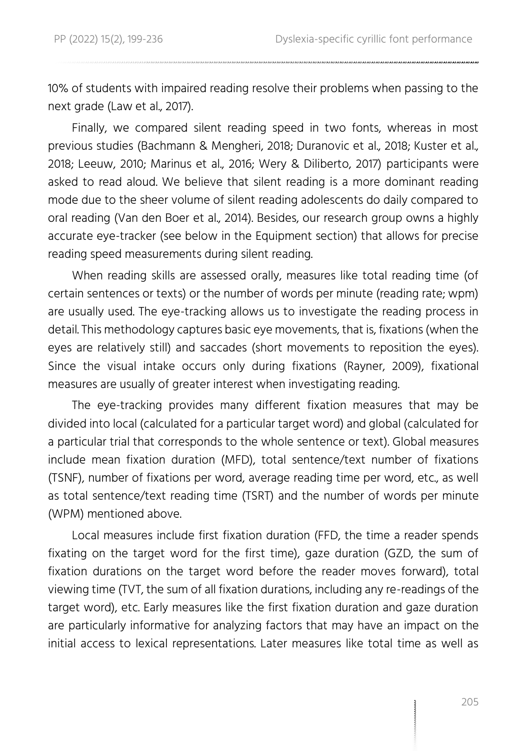10% of students with impaired reading resolve their problems when passing to the next grade (Law et al., 2017).

Finally, we compared silent reading speed in two fonts, whereas in most previous studies (Bachmann & Mengheri, 2018; Duranovic et al., 2018; Kuster et al., 2018; Leeuw, 2010; Marinus et al., 2016; Wery & Diliberto, 2017) participants were asked to read aloud. We believe that silent reading is a more dominant reading mode due to the sheer volume of silent reading adolescents do daily compared to oral reading (Van den Boer et al., 2014). Besides, our research group owns a highly accurate eye-tracker (see below in the Equipment section) that allows for precise reading speed measurements during silent reading.

When reading skills are assessed orally, measures like total reading time (of certain sentences or texts) or the number of words per minute (reading rate; wpm) are usually used. The eye-tracking allows us to investigate the reading process in detail. This methodology captures basic eye movements, that is, fixations (when the eyes are relatively still) and saccades (short movements to reposition the eyes). Since the visual intake occurs only during fixations (Rayner, 2009), fixational measures are usually of greater interest when investigating reading.

The eye-tracking provides many different fixation measures that may be divided into local (calculated for a particular target word) and global (calculated for a particular trial that corresponds to the whole sentence or text). Global measures include mean fixation duration (MFD), total sentence/text number of fixations (TSNF), number of fixations per word, average reading time per word, etc., as well as total sentence/text reading time (TSRT) and the number of words per minute (WPM) mentioned above.

Local measures include first fixation duration (FFD, the time a reader spends fixating on the target word for the first time), gaze duration (GZD, the sum of fixation durations on the target word before the reader moves forward), total viewing time (TVT, the sum of all fixation durations, including any re-readings of the target word), etc. Early measures like the first fixation duration and gaze duration are particularly informative for analyzing factors that may have an impact on the initial access to lexical representations. Later measures like total time as well as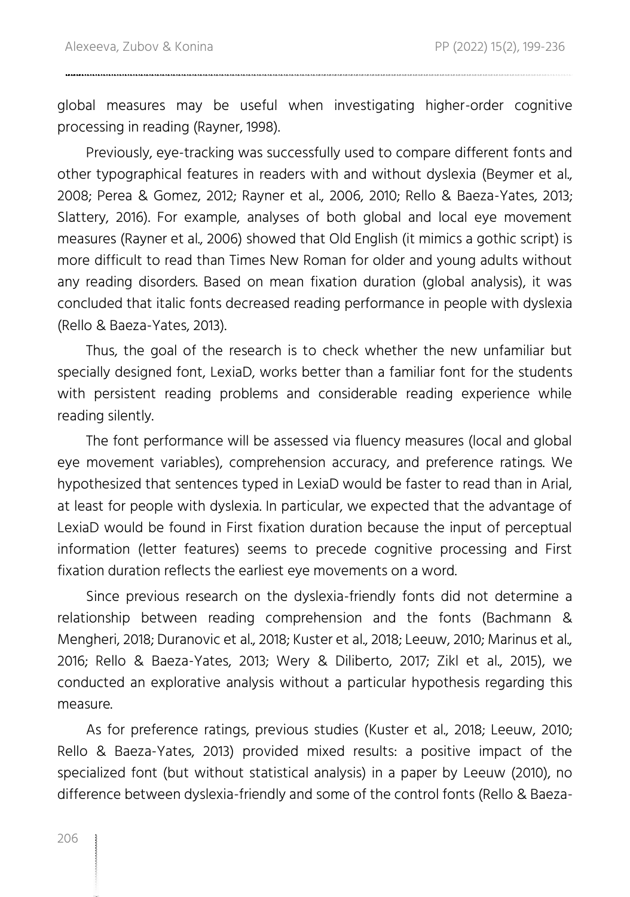global measures may be useful when investigating higher-order cognitive processing in reading (Rayner, 1998).

Previously, eye-tracking was successfully used to compare different fonts and other typographical features in readers with and without dyslexia (Beymer et al., 2008; Perea & Gomez, 2012; Rayner et al., 2006, 2010; Rello & Baeza-Yates, 2013; Slattery, 2016). For example, analyses of both global and local eye movement measures (Rayner et al., 2006) showed that Old English (it mimics a gothic script) is more difficult to read than Times New Roman for older and young adults without any reading disorders. Based on mean fixation duration (global analysis), it was concluded that italic fonts decreased reading performance in people with dyslexia (Rello & Baeza-Yates, 2013).

Thus, the goal of the research is to check whether the new unfamiliar but specially designed font, LexiaD, works better than a familiar font for the students with persistent reading problems and considerable reading experience while reading silently.

The font performance will be assessed via fluency measures (local and global eye movement variables), comprehension accuracy, and preference ratings. We hypothesized that sentences typed in LexiaD would be faster to read than in Arial, at least for people with dyslexia. In particular, we expected that the advantage of LexiaD would be found in First fixation duration because the input of perceptual information (letter features) seems to precede cognitive processing and First fixation duration reflects the earliest eye movements on a word.

Since previous research on the dyslexia-friendly fonts did not determine a relationship between reading comprehension and the fonts (Bachmann & Mengheri, 2018; Duranovic et al., 2018; Kuster et al., 2018; Leeuw, 2010; Marinus et al., 2016; Rello & Baeza-Yates, 2013; Wery & Diliberto, 2017; Zikl et al., 2015), we conducted an explorative analysis without a particular hypothesis regarding this measure.

As for preference ratings, previous studies (Kuster et al., 2018; Leeuw, 2010; Rello & Baeza-Yates, 2013) provided mixed results: a positive impact of the specialized font (but without statistical analysis) in a paper by Leeuw (2010), no difference between dyslexia-friendly and some of the control fonts (Rello & Baeza-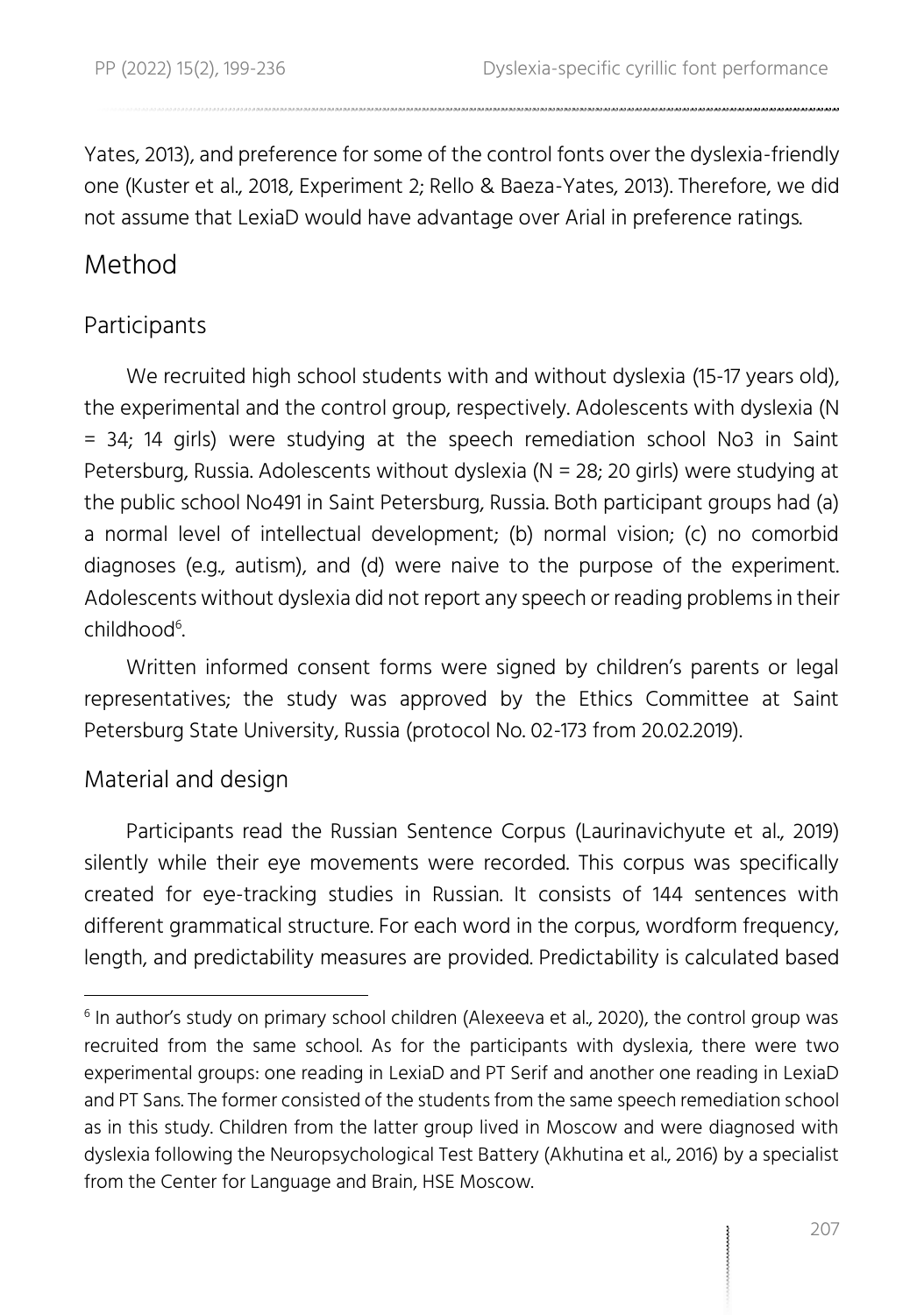Yates, 2013), and preference for some of the control fonts over the dyslexia-friendly one (Kuster et al., 2018, Experiment 2; Rello & Baeza-Yates, 2013). Therefore, we did not assume that LexiaD would have advantage over Arial in preference ratings.

## Method

### Participants

We recruited high school students with and without dyslexia (15-17 years old), the experimental and the control group, respectively. Adolescents with dyslexia (N = 34; 14 girls) were studying at the speech remediation school No3 in Saint Petersburg, Russia. Adolescents without dyslexia (N = 28; 20 girls) were studying at the public school No491 in Saint Petersburg, Russia. Both participant groups had (a) a normal level of intellectual development; (b) normal vision; (c) no comorbid diagnoses (e.g., autism), and (d) were naive to the purpose of the experiment. Adolescents without dyslexia did not report any speech or reading problems in their childhood[6].

Written informed consent forms were signed by children's parents or legal representatives; the study was approved by the Ethics Committee at Saint Petersburg State University, Russia (protocol No. 02-173 from 20.02.2019).

### Material and design

Participants read the Russian Sentence Corpus (Laurinavichyute et al., 2019) silently while their eye movements were recorded. This corpus was specifically created for eye-tracking studies in Russian. It consists of 144 sentences with different grammatical structure. For each word in the corpus, wordform frequency, length, and predictability measures are provided. Predictability is calculated based

---

[6] In author's study on primary school children (Alexeeva et al., 2020), the control group was recruited from the same school. As for the participants with dyslexia, there were two experimental groups: one reading in LexiaD and PT Serif and another one reading in LexiaD and PT Sans. The former consisted of the students from the same speech remediation school as in this study. Children from the latter group lived in Moscow and were diagnosed with dyslexia following the Neuropsychological Test Battery (Akhutina et al., 2016) by a specialist from the Center for Language and Brain, HSE Moscow.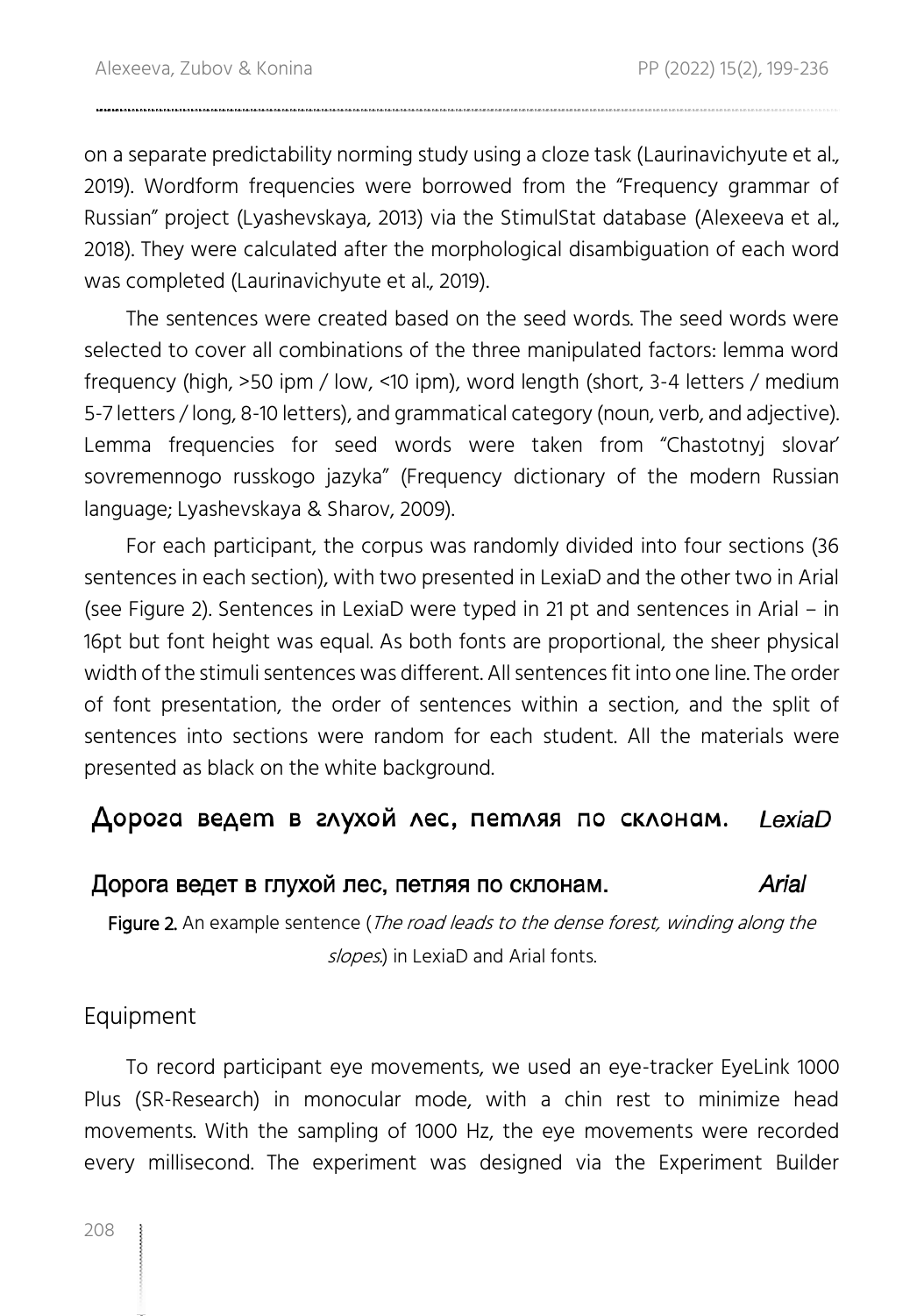on a separate predictability norming study using a cloze task (Laurinavichyute et al., 2019). Wordform frequencies were borrowed from the "Frequency grammar of Russian" project (Lyashevskaya, 2013) via the StimulStat database (Alexeeva et al., 2018). They were calculated after the morphological disambiguation of each word was completed (Laurinavichyute et al., 2019).

The sentences were created based on the seed words. The seed words were selected to cover all combinations of the three manipulated factors: lemma word frequency (high, >50 ipm / low, <10 ipm), word length (short, 3-4 letters / medium 5-7 letters / long, 8-10 letters), and grammatical category (noun, verb, and adjective). Lemma frequencies for seed words were taken from "Chastotnyj slovar' sovremennogo russkogo jazyka" (Frequency dictionary of the modern Russian language; Lyashevskaya & Sharov, 2009).

For each participant, the corpus was randomly divided into four sections (36 sentences in each section), with two presented in LexiaD and the other two in Arial (see Figure 2). Sentences in LexiaD were typed in 21 pt and sentences in Arial – in 16pt but font height was equal. As both fonts are proportional, the sheer physical width of the stimuli sentences was different. All sentences fit into one line. The order of font presentation, the order of sentences within a section, and the split of sentences into sections were random for each student. All the materials were presented as black on the white background.

Дорога ведет в глухой лес, петляя по склонам. *LexiaD*

Дорога ведет в глухой лес, петляя по склонам. *Arial*

**Figure 2.** An example sentence (*The road leads to the dense forest, winding along the slopes.*) in LexiaD and Arial fonts.

## Equipment

To record participant eye movements, we used an eye-tracker EyeLink 1000 Plus (SR-Research) in monocular mode, with a chin rest to minimize head movements. With the sampling of 1000 Hz, the eye movements were recorded every millisecond. The experiment was designed via the Experiment Builder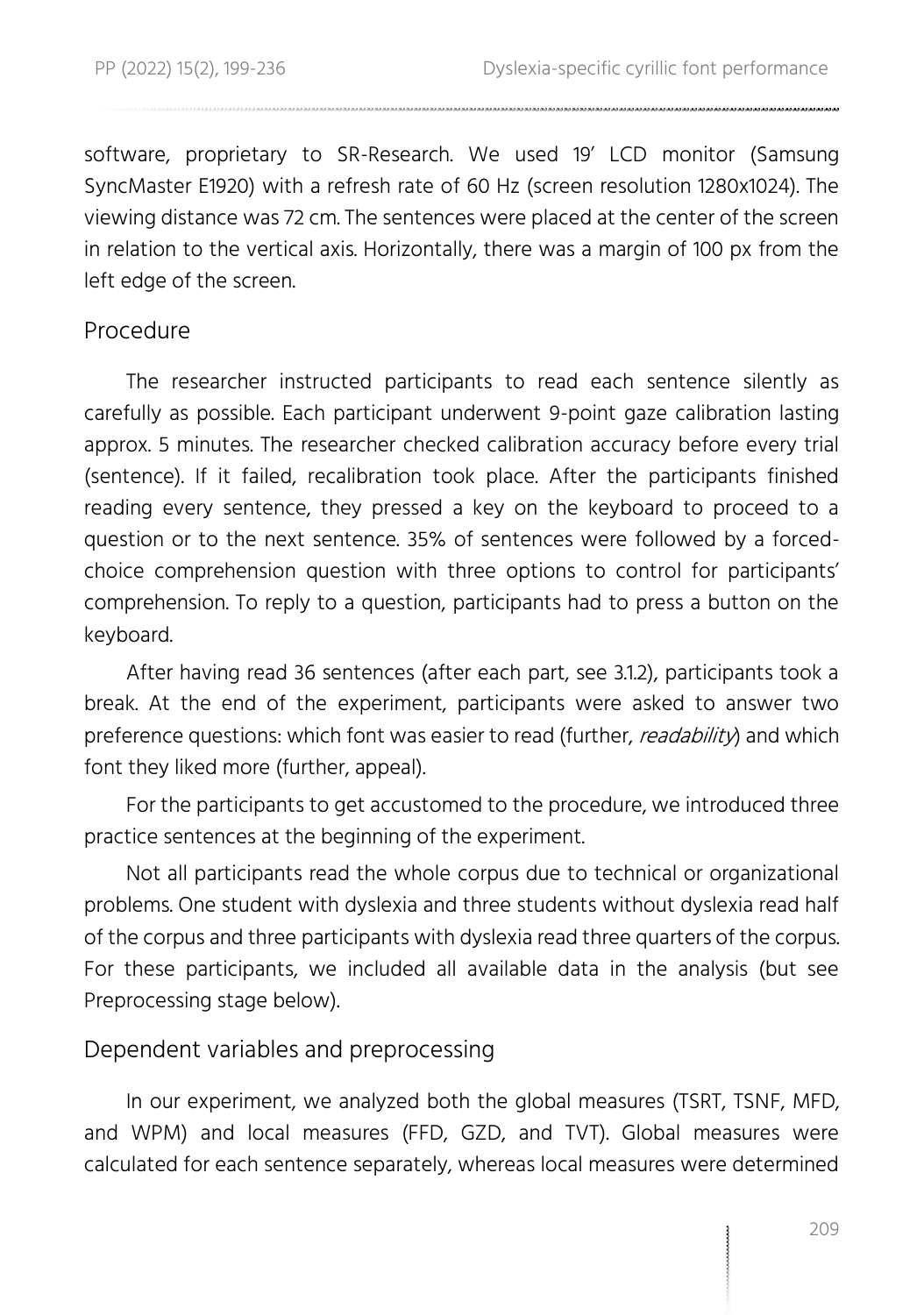software, proprietary to SR-Research. We used 19' LCD monitor (Samsung SyncMaster E1920) with a refresh rate of 60 Hz (screen resolution 1280x1024). The viewing distance was 72 cm. The sentences were placed at the center of the screen in relation to the vertical axis. Horizontally, there was a margin of 100 px from the left edge of the screen.

## Procedure

The researcher instructed participants to read each sentence silently as carefully as possible. Each participant underwent 9-point gaze calibration lasting approx. 5 minutes. The researcher checked calibration accuracy before every trial (sentence). If it failed, recalibration took place. After the participants finished reading every sentence, they pressed a key on the keyboard to proceed to a question or to the next sentence. 35% of sentences were followed by a forced-choice comprehension question with three options to control for participants' comprehension. To reply to a question, participants had to press a button on the keyboard.

After having read 36 sentences (after each part, see 3.1.2), participants took a break. At the end of the experiment, participants were asked to answer two preference questions: which font was easier to read (further, *readability*) and which font they liked more (further, appeal).

For the participants to get accustomed to the procedure, we introduced three practice sentences at the beginning of the experiment.

Not all participants read the whole corpus due to technical or organizational problems. One student with dyslexia and three students without dyslexia read half of the corpus and three participants with dyslexia read three quarters of the corpus. For these participants, we included all available data in the analysis (but see Preprocessing stage below).

## Dependent variables and preprocessing

In our experiment, we analyzed both the global measures (TSRT, TSNF, MFD, and WPM) and local measures (FFD, GZD, and TVT). Global measures were calculated for each sentence separately, whereas local measures were determined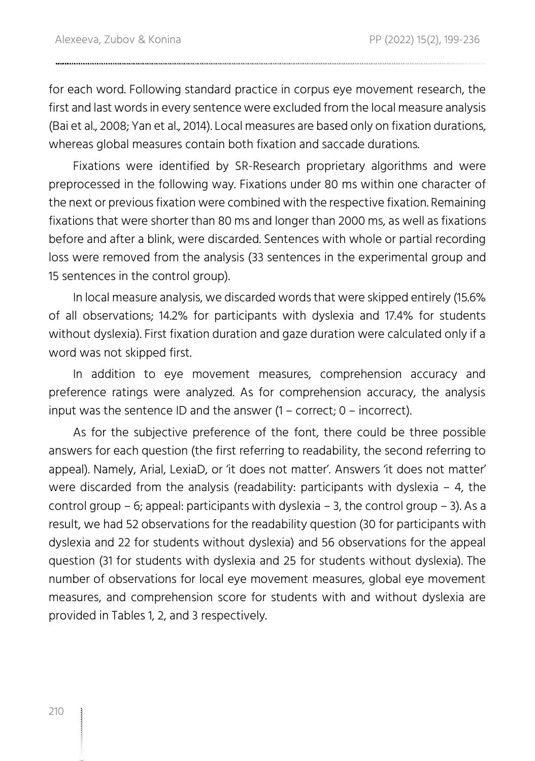for each word. Following standard practice in corpus eye movement research, the first and last words in every sentence were excluded from the local measure analysis (Bai et al., 2008; Yan et al., 2014). Local measures are based only on fixation durations, whereas global measures contain both fixation and saccade durations.

Fixations were identified by SR-Research proprietary algorithms and were preprocessed in the following way. Fixations under 80 ms within one character of the next or previous fixation were combined with the respective fixation. Remaining fixations that were shorter than 80 ms and longer than 2000 ms, as well as fixations before and after a blink, were discarded. Sentences with whole or partial recording loss were removed from the analysis (33 sentences in the experimental group and 15 sentences in the control group).

In local measure analysis, we discarded words that were skipped entirely (15.6% of all observations; 14.2% for participants with dyslexia and 17.4% for students without dyslexia). First fixation duration and gaze duration were calculated only if a word was not skipped first.

In addition to eye movement measures, comprehension accuracy and preference ratings were analyzed. As for comprehension accuracy, the analysis input was the sentence ID and the answer (1 – correct; 0 – incorrect).

As for the subjective preference of the font, there could be three possible answers for each question (the first referring to readability, the second referring to appeal). Namely, Arial, LexiaD, or 'it does not matter'. Answers 'it does not matter' were discarded from the analysis (readability: participants with dyslexia – 4, the control group – 6; appeal: participants with dyslexia – 3, the control group – 3). As a result, we had 52 observations for the readability question (30 for participants with dyslexia and 22 for students without dyslexia) and 56 observations for the appeal question (31 for students with dyslexia and 25 for students without dyslexia). The number of observations for local eye movement measures, global eye movement measures, and comprehension score for students with and without dyslexia are provided in Tables 1, 2, and 3 respectively.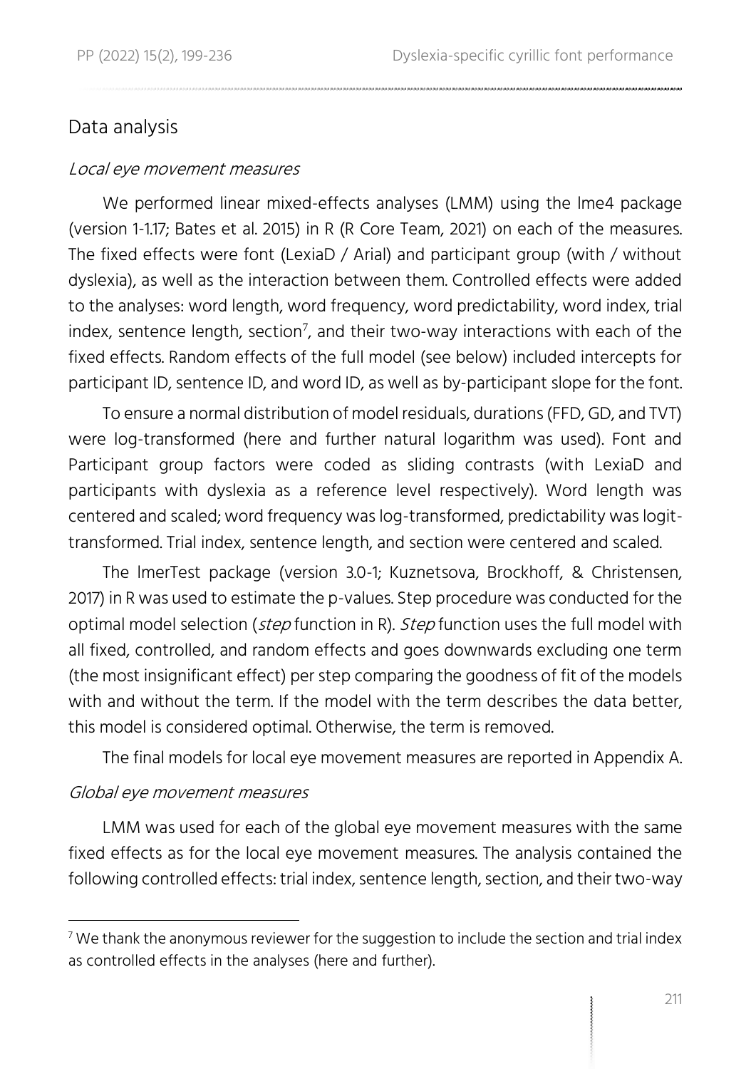## Data analysis

### *Local eye movement measures*

We performed linear mixed-effects analyses (LMM) using the lme4 package (version 1-1.17; Bates et al. 2015) in R (R Core Team, 2021) on each of the measures. The fixed effects were font (LexiaD / Arial) and participant group (with / without dyslexia), as well as the interaction between them. Controlled effects were added to the analyses: word length, word frequency, word predictability, word index, trial index, sentence length, section[7], and their two-way interactions with each of the fixed effects. Random effects of the full model (see below) included intercepts for participant ID, sentence ID, and word ID, as well as by-participant slope for the font.

To ensure a normal distribution of model residuals, durations (FFD, GD, and TVT) were log-transformed (here and further natural logarithm was used). Font and Participant group factors were coded as sliding contrasts (with LexiaD and participants with dyslexia as a reference level respectively). Word length was centered and scaled; word frequency was log-transformed, predictability was logit-transformed. Trial index, sentence length, and section were centered and scaled.

The lmerTest package (version 3.0-1; Kuznetsova, Brockhoff, & Christensen, 2017) in R was used to estimate the p-values. Step procedure was conducted for the optimal model selection (*step* function in R). *Step* function uses the full model with all fixed, controlled, and random effects and goes downwards excluding one term (the most insignificant effect) per step comparing the goodness of fit of the models with and without the term. If the model with the term describes the data better, this model is considered optimal. Otherwise, the term is removed.

The final models for local eye movement measures are reported in Appendix A.

### *Global eye movement measures*

LMM was used for each of the global eye movement measures with the same fixed effects as for the local eye movement measures. The analysis contained the following controlled effects: trial index, sentence length, section, and their two-way

---

[7] We thank the anonymous reviewer for the suggestion to include the section and trial index as controlled effects in the analyses (here and further).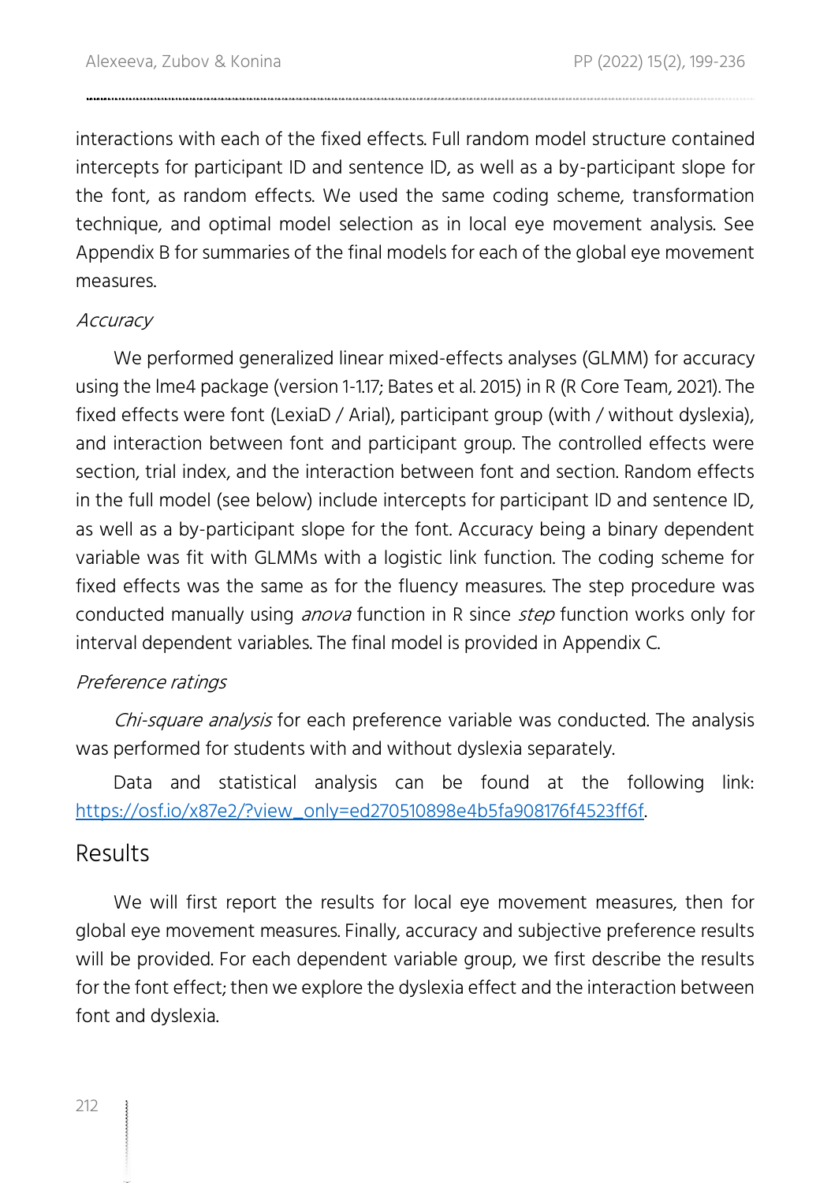interactions with each of the fixed effects. Full random model structure contained intercepts for participant ID and sentence ID, as well as a by-participant slope for the font, as random effects. We used the same coding scheme, transformation technique, and optimal model selection as in local eye movement analysis. See Appendix B for summaries of the final models for each of the global eye movement measures.

### *Accuracy*

We performed generalized linear mixed-effects analyses (GLMM) for accuracy using the lme4 package (version 1-1.17; Bates et al. 2015) in R (R Core Team, 2021). The fixed effects were font (LexiaD / Arial), participant group (with / without dyslexia), and interaction between font and participant group. The controlled effects were section, trial index, and the interaction between font and section. Random effects in the full model (see below) include intercepts for participant ID and sentence ID, as well as a by-participant slope for the font. Accuracy being a binary dependent variable was fit with GLMMs with a logistic link function. The coding scheme for fixed effects was the same as for the fluency measures. The step procedure was conducted manually using *anova* function in R since *step* function works only for interval dependent variables. The final model is provided in Appendix C.

### *Preference ratings*

*Chi-square analysis* for each preference variable was conducted. The analysis was performed for students with and without dyslexia separately.

Data and statistical analysis can be found at the following link: https://osf.io/x87e2/?view_only=ed270510898e4b5fa908176f4523ff6f.

## Results

We will first report the results for local eye movement measures, then for global eye movement measures. Finally, accuracy and subjective preference results will be provided. For each dependent variable group, we first describe the results for the font effect; then we explore the dyslexia effect and the interaction between font and dyslexia.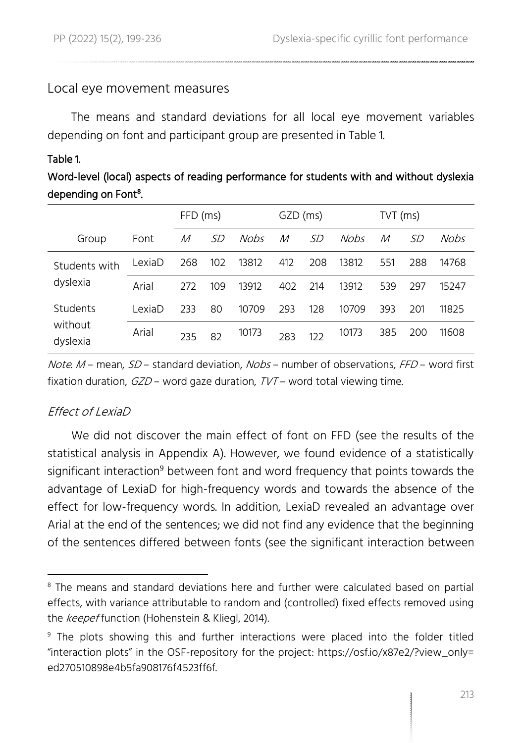## Local eye movement measures

The means and standard deviations for all local eye movement variables depending on font and participant group are presented in Table 1.

**Table 1.**

**Word-level (local) aspects of reading performance for students with and without dyslexia depending on Font[8].**

| | | FFD (ms) | | | GZD (ms) | | | TVT (ms) | | |
|---|---|---|---|---|---|---|---|---|---|---|
| Group | Font | *M* | *SD* | *Nobs* | *M* | *SD* | *Nobs* | *M* | *SD* | *Nobs* |
| Students with dyslexia | LexiaD | 268 | 102 | 13812 | 412 | 208 | 13812 | 551 | 288 | 14768 |
| | Arial | 272 | 109 | 13912 | 402 | 214 | 13912 | 539 | 297 | 15247 |
| Students without dyslexia | LexiaD | 233 | 80 | 10709 | 293 | 128 | 10709 | 393 | 201 | 11825 |
| | Arial | 235 | 82 | 10173 | 283 | 122 | 10173 | 385 | 200 | 11608 |

*Note*. *M* – mean, *SD* – standard deviation, *Nobs* – number of observations, *FFD* – word first fixation duration, *GZD* – word gaze duration, *TVT* – word total viewing time.

### *Effect of LexiaD*

We did not discover the main effect of font on FFD (see the results of the statistical analysis in Appendix A). However, we found evidence of a statistically significant interaction[9] between font and word frequency that points towards the advantage of LexiaD for high-frequency words and towards the absence of the effect for low-frequency words. In addition, LexiaD revealed an advantage over Arial at the end of the sentences; we did not find any evidence that the beginning of the sentences differed between fonts (see the significant interaction between

---

[8] The means and standard deviations here and further were calculated based on partial effects, with variance attributable to random and (controlled) fixed effects removed using the *keepef* function (Hohenstein & Kliegl, 2014).

[9] The plots showing this and further interactions were placed into the folder titled "interaction plots" in the OSF-repository for the project: https://osf.io/x87e2/?view_only=ed270510898e4b5fa908176f4523ff6f.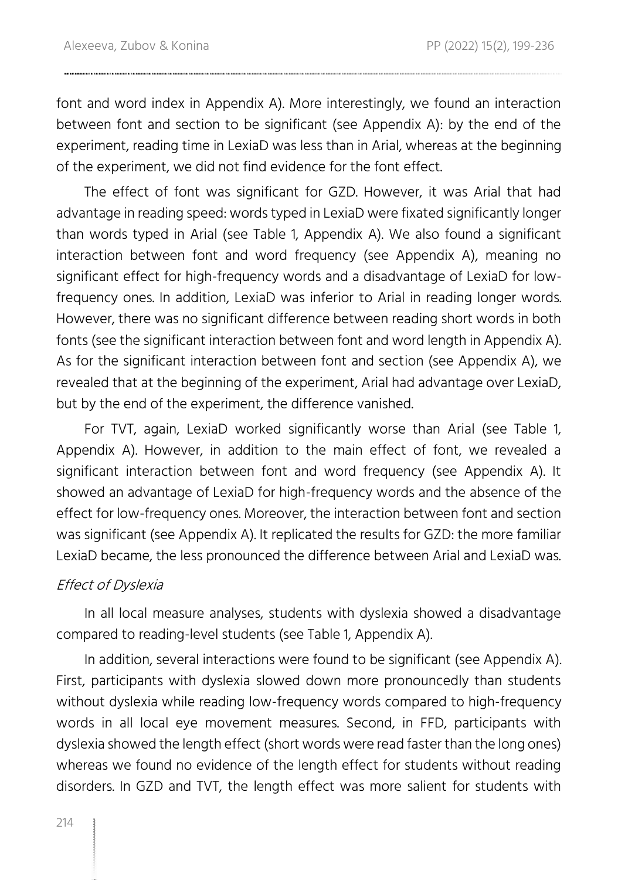font and word index in Appendix A). More interestingly, we found an interaction between font and section to be significant (see Appendix A): by the end of the experiment, reading time in LexiaD was less than in Arial, whereas at the beginning of the experiment, we did not find evidence for the font effect.

The effect of font was significant for GZD. However, it was Arial that had advantage in reading speed: words typed in LexiaD were fixated significantly longer than words typed in Arial (see Table 1, Appendix A). We also found a significant interaction between font and word frequency (see Appendix A), meaning no significant effect for high-frequency words and a disadvantage of LexiaD for low-frequency ones. In addition, LexiaD was inferior to Arial in reading longer words. However, there was no significant difference between reading short words in both fonts (see the significant interaction between font and word length in Appendix A). As for the significant interaction between font and section (see Appendix A), we revealed that at the beginning of the experiment, Arial had advantage over LexiaD, but by the end of the experiment, the difference vanished.

For TVT, again, LexiaD worked significantly worse than Arial (see Table 1, Appendix A). However, in addition to the main effect of font, we revealed a significant interaction between font and word frequency (see Appendix A). It showed an advantage of LexiaD for high-frequency words and the absence of the effect for low-frequency ones. Moreover, the interaction between font and section was significant (see Appendix A). It replicated the results for GZD: the more familiar LexiaD became, the less pronounced the difference between Arial and LexiaD was.

*Effect of Dyslexia*

In all local measure analyses, students with dyslexia showed a disadvantage compared to reading-level students (see Table 1, Appendix A).

In addition, several interactions were found to be significant (see Appendix A). First, participants with dyslexia slowed down more pronouncedly than students without dyslexia while reading low-frequency words compared to high-frequency words in all local eye movement measures. Second, in FFD, participants with dyslexia showed the length effect (short words were read faster than the long ones) whereas we found no evidence of the length effect for students without reading disorders. In GZD and TVT, the length effect was more salient for students with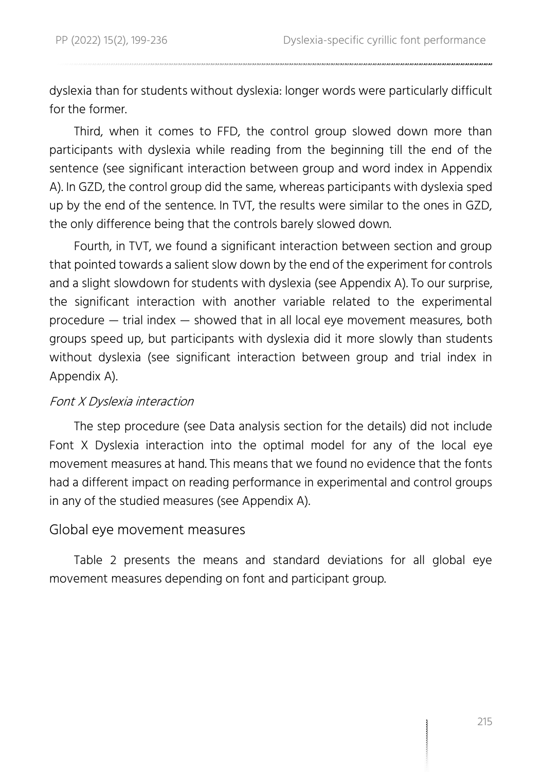dyslexia than for students without dyslexia: longer words were particularly difficult for the former.

Third, when it comes to FFD, the control group slowed down more than participants with dyslexia while reading from the beginning till the end of the sentence (see significant interaction between group and word index in Appendix A). In GZD, the control group did the same, whereas participants with dyslexia sped up by the end of the sentence. In TVT, the results were similar to the ones in GZD, the only difference being that the controls barely slowed down.

Fourth, in TVT, we found a significant interaction between section and group that pointed towards a salient slow down by the end of the experiment for controls and a slight slowdown for students with dyslexia (see Appendix A). To our surprise, the significant interaction with another variable related to the experimental procedure — trial index — showed that in all local eye movement measures, both groups speed up, but participants with dyslexia did it more slowly than students without dyslexia (see significant interaction between group and trial index in Appendix A).

#### *Font X Dyslexia interaction*

The step procedure (see Data analysis section for the details) did not include Font X Dyslexia interaction into the optimal model for any of the local eye movement measures at hand. This means that we found no evidence that the fonts had a different impact on reading performance in experimental and control groups in any of the studied measures (see Appendix A).

### Global eye movement measures

Table 2 presents the means and standard deviations for all global eye movement measures depending on font and participant group.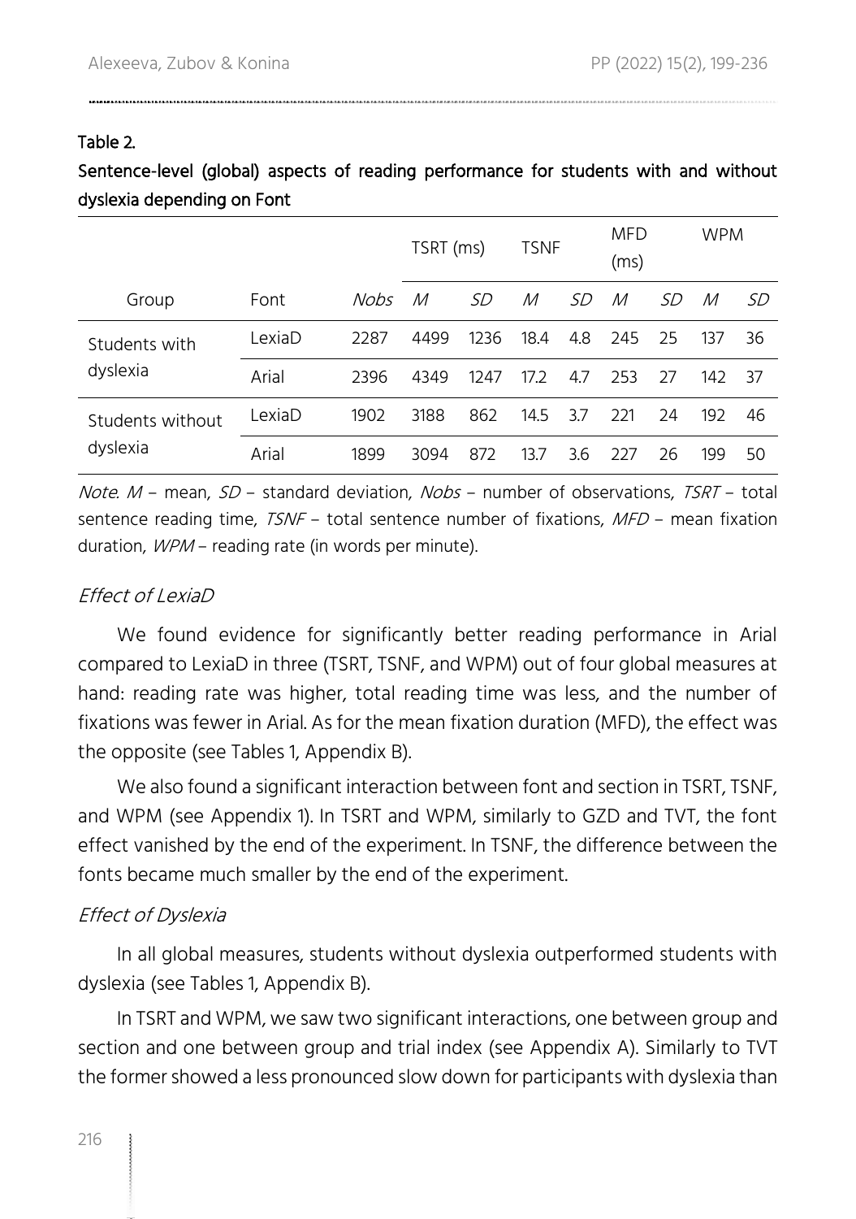**Table 2.**

**Sentence-level (global) aspects of reading performance for students with and without dyslexia depending on Font**

| | | | TSRT (ms) | | TSNF | | MFD (ms) | | WPM | |
|---|---|---|---|---|---|---|---|---|---|---|
| Group | Font | *Nobs* | *M* | *SD* | *M* | *SD* | *M* | *SD* | *M* | *SD* |
| Students with dyslexia | LexiaD | 2287 | 4499 | 1236 | 18.4 | 4.8 | 245 | 25 | 137 | 36 |
| | Arial | 2396 | 4349 | 1247 | 17.2 | 4.7 | 253 | 27 | 142 | 37 |
| Students without dyslexia | LexiaD | 1902 | 3188 | 862 | 14.5 | 3.7 | 221 | 24 | 192 | 46 |
| | Arial | 1899 | 3094 | 872 | 13.7 | 3.6 | 227 | 26 | 199 | 50 |

*Note.* *M* – mean, *SD* – standard deviation, *Nobs* – number of observations, *TSRT* – total sentence reading time, *TSNF* – total sentence number of fixations, *MFD* – mean fixation duration, *WPM* – reading rate (in words per minute).

### *Effect of LexiaD*

We found evidence for significantly better reading performance in Arial compared to LexiaD in three (TSRT, TSNF, and WPM) out of four global measures at hand: reading rate was higher, total reading time was less, and the number of fixations was fewer in Arial. As for the mean fixation duration (MFD), the effect was the opposite (see Tables 1, Appendix B).

We also found a significant interaction between font and section in TSRT, TSNF, and WPM (see Appendix 1). In TSRT and WPM, similarly to GZD and TVT, the font effect vanished by the end of the experiment. In TSNF, the difference between the fonts became much smaller by the end of the experiment.

### *Effect of Dyslexia*

In all global measures, students without dyslexia outperformed students with dyslexia (see Tables 1, Appendix B).

In TSRT and WPM, we saw two significant interactions, one between group and section and one between group and trial index (see Appendix A). Similarly to TVT the former showed a less pronounced slow down for participants with dyslexia than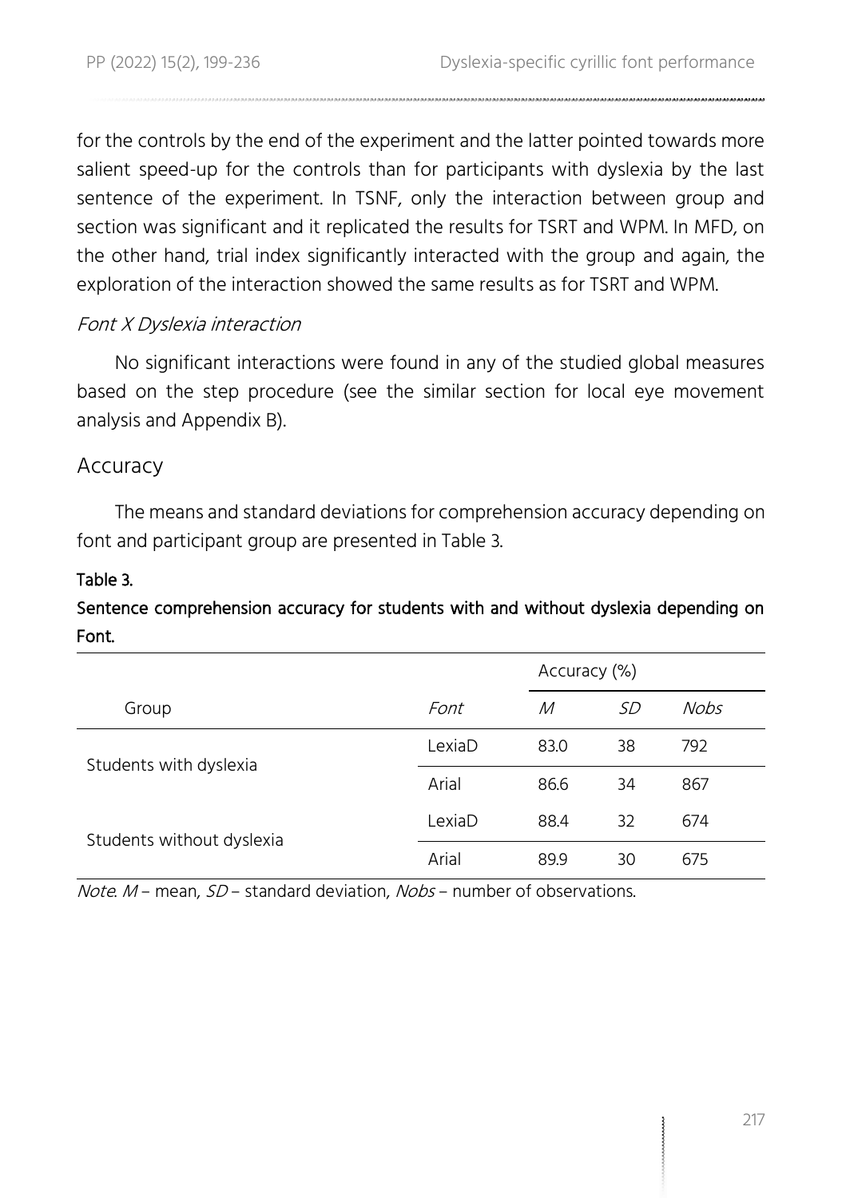for the controls by the end of the experiment and the latter pointed towards more salient speed-up for the controls than for participants with dyslexia by the last sentence of the experiment. In TSNF, only the interaction between group and section was significant and it replicated the results for TSRT and WPM. In MFD, on the other hand, trial index significantly interacted with the group and again, the exploration of the interaction showed the same results as for TSRT and WPM.

#### *Font X Dyslexia interaction*

No significant interactions were found in any of the studied global measures based on the step procedure (see the similar section for local eye movement analysis and Appendix B).

### Accuracy

The means and standard deviations for comprehension accuracy depending on font and participant group are presented in Table 3.

**Table 3.**

**Sentence comprehension accuracy for students with and without dyslexia depending on Font.**

| | | Accuracy (%) | | |
|---|---|---|---|---|
| Group | *Font* | *M* | *SD* | *Nobs* |
| Students with dyslexia | LexiaD | 83.0 | 38 | 792 |
| | Arial | 86.6 | 34 | 867 |
| Students without dyslexia | LexiaD | 88.4 | 32 | 674 |
| | Arial | 89.9 | 30 | 675 |

*Note*. *M* – mean, *SD* – standard deviation, *Nobs* – number of observations.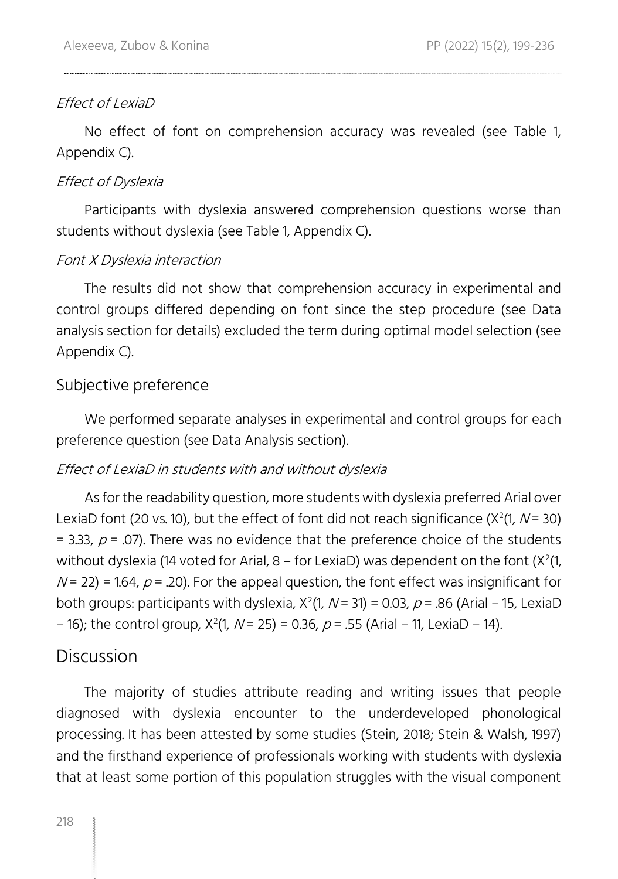#### *Effect of LexiaD*

No effect of font on comprehension accuracy was revealed (see Table 1, Appendix C).

#### *Effect of Dyslexia*

Participants with dyslexia answered comprehension questions worse than students without dyslexia (see Table 1, Appendix C).

#### *Font X Dyslexia interaction*

The results did not show that comprehension accuracy in experimental and control groups differed depending on font since the step procedure (see Data analysis section for details) excluded the term during optimal model selection (see Appendix C).

### Subjective preference

We performed separate analyses in experimental and control groups for each preference question (see Data Analysis section).

#### *Effect of LexiaD in students with and without dyslexia*

As for the readability question, more students with dyslexia preferred Arial over LexiaD font (20 vs. 10), but the effect of font did not reach significance ($X^2(1, N = 30) = 3.33$, $p = .07$). There was no evidence that the preference choice of the students without dyslexia (14 voted for Arial, 8 – for LexiaD) was dependent on the font ($X^2(1, N = 22) = 1.64$, $p = .20$). For the appeal question, the font effect was insignificant for both groups: participants with dyslexia, $X^2(1, N = 31) = 0.03$, $p = .86$ (Arial – 15, LexiaD – 16); the control group, $X^2(1, N = 25) = 0.36$, $p = .55$ (Arial – 11, LexiaD – 14).

## Discussion

The majority of studies attribute reading and writing issues that people diagnosed with dyslexia encounter to the underdeveloped phonological processing. It has been attested by some studies (Stein, 2018; Stein & Walsh, 1997) and the firsthand experience of professionals working with students with dyslexia that at least some portion of this population struggles with the visual component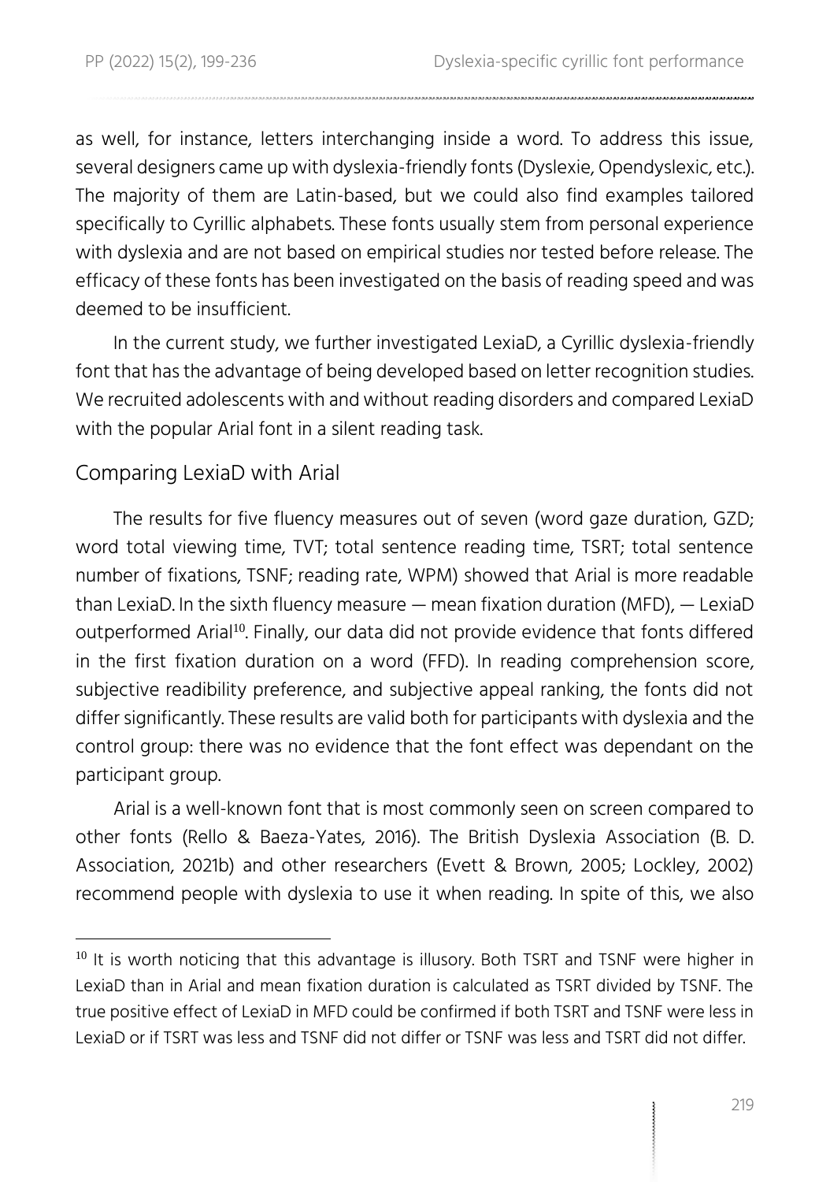as well, for instance, letters interchanging inside a word. To address this issue, several designers came up with dyslexia-friendly fonts (Dyslexie, Opendyslexic, etc.). The majority of them are Latin-based, but we could also find examples tailored specifically to Cyrillic alphabets. These fonts usually stem from personal experience with dyslexia and are not based on empirical studies nor tested before release. The efficacy of these fonts has been investigated on the basis of reading speed and was deemed to be insufficient.

In the current study, we further investigated LexiaD, a Cyrillic dyslexia-friendly font that has the advantage of being developed based on letter recognition studies. We recruited adolescents with and without reading disorders and compared LexiaD with the popular Arial font in a silent reading task.

## Comparing LexiaD with Arial

The results for five fluency measures out of seven (word gaze duration, GZD; word total viewing time, TVT; total sentence reading time, TSRT; total sentence number of fixations, TSNF; reading rate, WPM) showed that Arial is more readable than LexiaD. In the sixth fluency measure — mean fixation duration (MFD), — LexiaD outperformed Arial[10]. Finally, our data did not provide evidence that fonts differed in the first fixation duration on a word (FFD). In reading comprehension score, subjective readibility preference, and subjective appeal ranking, the fonts did not differ significantly. These results are valid both for participants with dyslexia and the control group: there was no evidence that the font effect was dependant on the participant group.

Arial is a well-known font that is most commonly seen on screen compared to other fonts (Rello & Baeza-Yates, 2016). The British Dyslexia Association (B. D. Association, 2021b) and other researchers (Evett & Brown, 2005; Lockley, 2002) recommend people with dyslexia to use it when reading. In spite of this, we also

[10] It is worth noticing that this advantage is illusory. Both TSRT and TSNF were higher in LexiaD than in Arial and mean fixation duration is calculated as TSRT divided by TSNF. The true positive effect of LexiaD in MFD could be confirmed if both TSRT and TSNF were less in LexiaD or if TSRT was less and TSNF did not differ or TSNF was less and TSRT did not differ.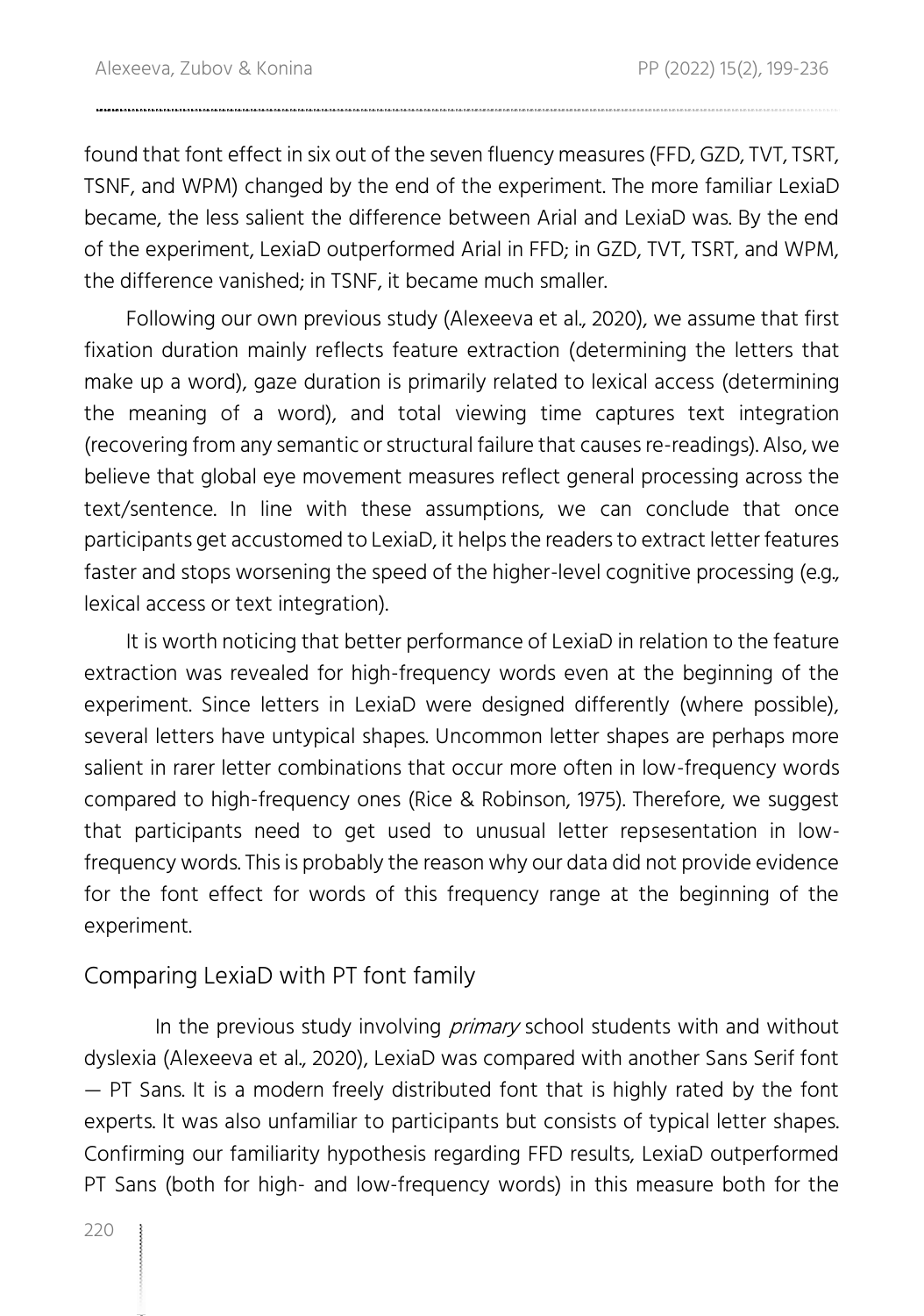found that font effect in six out of the seven fluency measures (FFD, GZD, TVT, TSRT, TSNF, and WPM) changed by the end of the experiment. The more familiar LexiaD became, the less salient the difference between Arial and LexiaD was. By the end of the experiment, LexiaD outperformed Arial in FFD; in GZD, TVT, TSRT, and WPM, the difference vanished; in TSNF, it became much smaller.

Following our own previous study (Alexeeva et al., 2020), we assume that first fixation duration mainly reflects feature extraction (determining the letters that make up a word), gaze duration is primarily related to lexical access (determining the meaning of a word), and total viewing time captures text integration (recovering from any semantic or structural failure that causes re-readings). Also, we believe that global eye movement measures reflect general processing across the text/sentence. In line with these assumptions, we can conclude that once participants get accustomed to LexiaD, it helps the readers to extract letter features faster and stops worsening the speed of the higher-level cognitive processing (e.g., lexical access or text integration).

It is worth noticing that better performance of LexiaD in relation to the feature extraction was revealed for high-frequency words even at the beginning of the experiment. Since letters in LexiaD were designed differently (where possible), several letters have untypical shapes. Uncommon letter shapes are perhaps more salient in rarer letter combinations that occur more often in low-frequency words compared to high-frequency ones (Rice & Robinson, 1975). Therefore, we suggest that participants need to get used to unusual letter repsesentation in low-frequency words. This is probably the reason why our data did not provide evidence for the font effect for words of this frequency range at the beginning of the experiment.

## Comparing LexiaD with PT font family

In the previous study involving *primary* school students with and without dyslexia (Alexeeva et al., 2020), LexiaD was compared with another Sans Serif font — PT Sans. It is a modern freely distributed font that is highly rated by the font experts. It was also unfamiliar to participants but consists of typical letter shapes. Confirming our familiarity hypothesis regarding FFD results, LexiaD outperformed PT Sans (both for high- and low-frequency words) in this measure both for the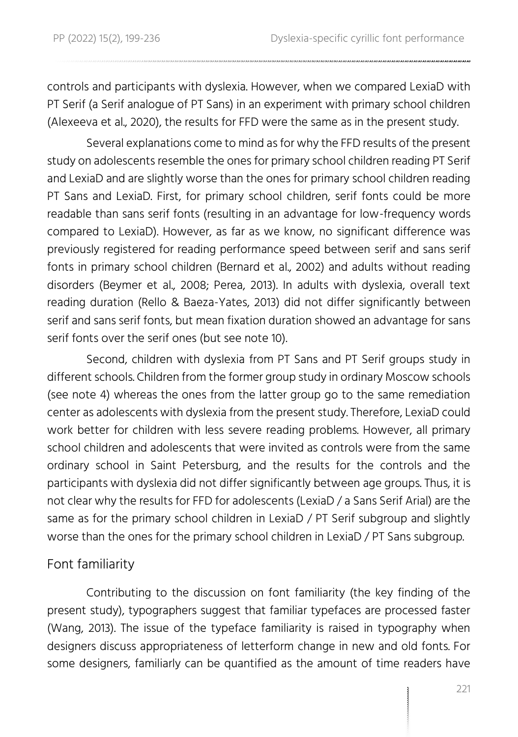controls and participants with dyslexia. However, when we compared LexiaD with PT Serif (a Serif analogue of PT Sans) in an experiment with primary school children (Alexeeva et al., 2020), the results for FFD were the same as in the present study.

Several explanations come to mind as for why the FFD results of the present study on adolescents resemble the ones for primary school children reading PT Serif and LexiaD and are slightly worse than the ones for primary school children reading PT Sans and LexiaD. First, for primary school children, serif fonts could be more readable than sans serif fonts (resulting in an advantage for low-frequency words compared to LexiaD). However, as far as we know, no significant difference was previously registered for reading performance speed between serif and sans serif fonts in primary school children (Bernard et al., 2002) and adults without reading disorders (Beymer et al., 2008; Perea, 2013). In adults with dyslexia, overall text reading duration (Rello & Baeza-Yates, 2013) did not differ significantly between serif and sans serif fonts, but mean fixation duration showed an advantage for sans serif fonts over the serif ones (but see note 10).

Second, children with dyslexia from PT Sans and PT Serif groups study in different schools. Children from the former group study in ordinary Moscow schools (see note 4) whereas the ones from the latter group go to the same remediation center as adolescents with dyslexia from the present study. Therefore, LexiaD could work better for children with less severe reading problems. However, all primary school children and adolescents that were invited as controls were from the same ordinary school in Saint Petersburg, and the results for the controls and the participants with dyslexia did not differ significantly between age groups. Thus, it is not clear why the results for FFD for adolescents (LexiaD / a Sans Serif Arial) are the same as for the primary school children in LexiaD / PT Serif subgroup and slightly worse than the ones for the primary school children in LexiaD / PT Sans subgroup.

## Font familiarity

Contributing to the discussion on font familiarity (the key finding of the present study), typographers suggest that familiar typefaces are processed faster (Wang, 2013). The issue of the typeface familiarity is raised in typography when designers discuss appropriateness of letterform change in new and old fonts. For some designers, familiarly can be quantified as the amount of time readers have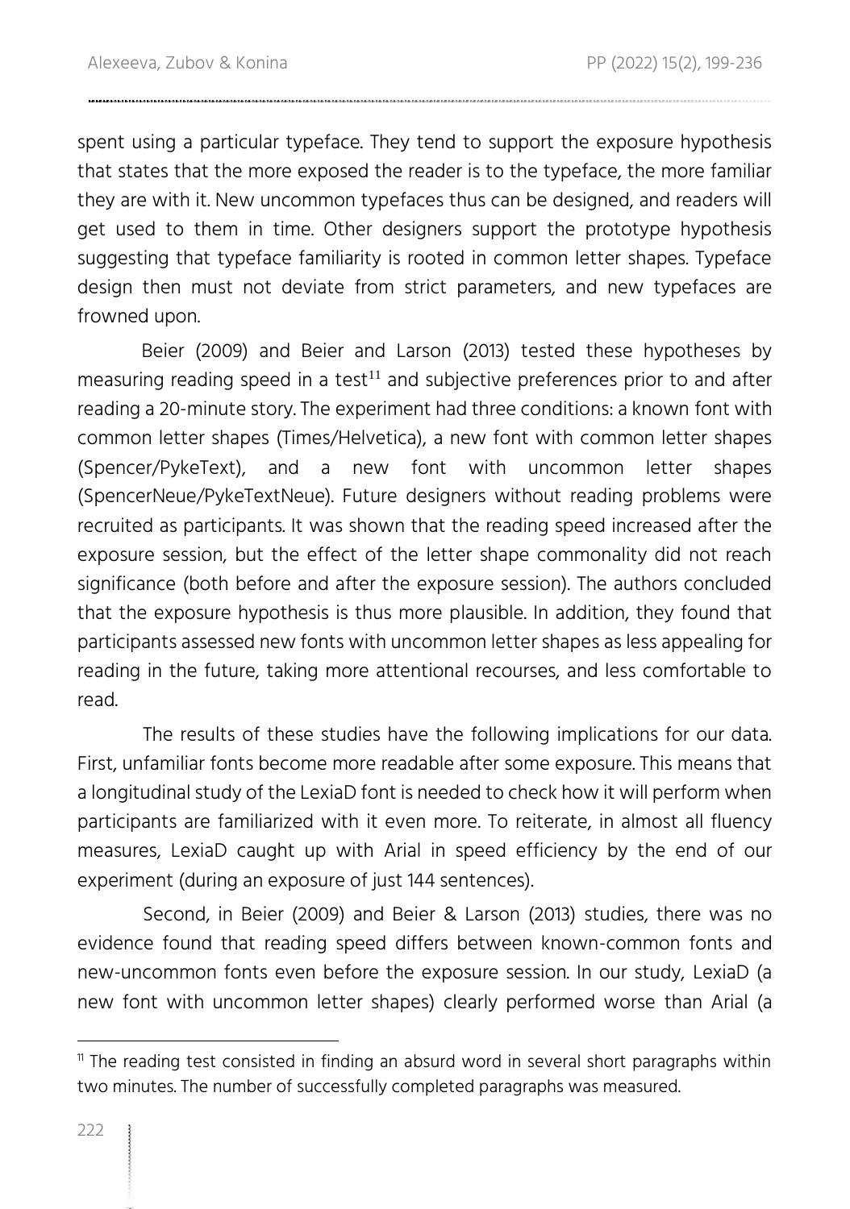spent using a particular typeface. They tend to support the exposure hypothesis that states that the more exposed the reader is to the typeface, the more familiar they are with it. New uncommon typefaces thus can be designed, and readers will get used to them in time. Other designers support the prototype hypothesis suggesting that typeface familiarity is rooted in common letter shapes. Typeface design then must not deviate from strict parameters, and new typefaces are frowned upon.

Beier (2009) and Beier and Larson (2013) tested these hypotheses by measuring reading speed in a test[11] and subjective preferences prior to and after reading a 20-minute story. The experiment had three conditions: a known font with common letter shapes (Times/Helvetica), a new font with common letter shapes (Spencer/PykeText), and a new font with uncommon letter shapes (SpencerNeue/PykeTextNeue). Future designers without reading problems were recruited as participants. It was shown that the reading speed increased after the exposure session, but the effect of the letter shape commonality did not reach significance (both before and after the exposure session). The authors concluded that the exposure hypothesis is thus more plausible. In addition, they found that participants assessed new fonts with uncommon letter shapes as less appealing for reading in the future, taking more attentional recourses, and less comfortable to read.

The results of these studies have the following implications for our data. First, unfamiliar fonts become more readable after some exposure. This means that a longitudinal study of the LexiaD font is needed to check how it will perform when participants are familiarized with it even more. To reiterate, in almost all fluency measures, LexiaD caught up with Arial in speed efficiency by the end of our experiment (during an exposure of just 144 sentences).

Second, in Beier (2009) and Beier & Larson (2013) studies, there was no evidence found that reading speed differs between known-common fonts and new-uncommon fonts even before the exposure session. In our study, LexiaD (a new font with uncommon letter shapes) clearly performed worse than Arial (a

[11] The reading test consisted in finding an absurd word in several short paragraphs within two minutes. The number of successfully completed paragraphs was measured.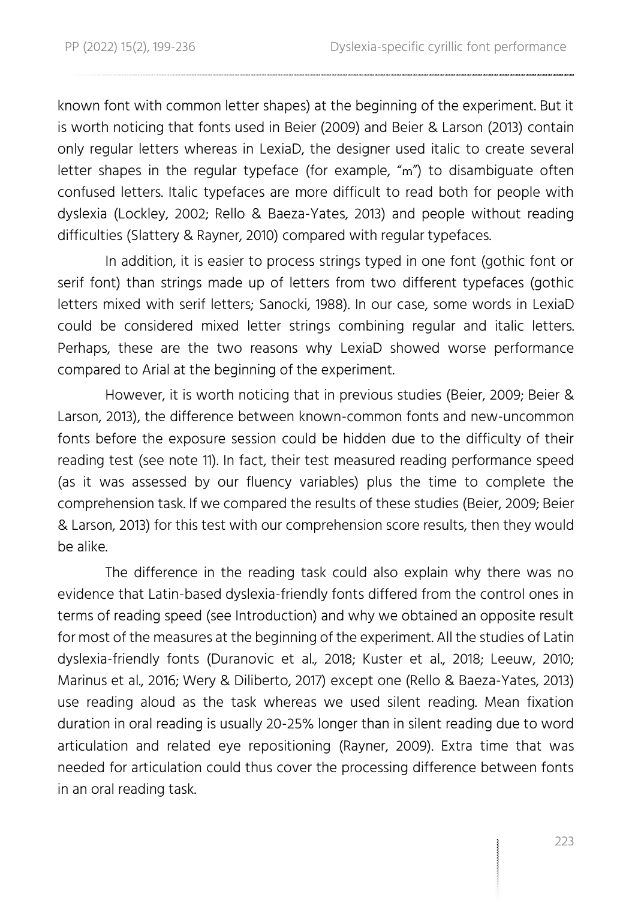known font with common letter shapes) at the beginning of the experiment. But it is worth noticing that fonts used in Beier (2009) and Beier & Larson (2013) contain only regular letters whereas in LexiaD, the designer used italic to create several letter shapes in the regular typeface (for example, "m") to disambiguate often confused letters. Italic typefaces are more difficult to read both for people with dyslexia (Lockley, 2002; Rello & Baeza-Yates, 2013) and people without reading difficulties (Slattery & Rayner, 2010) compared with regular typefaces.

In addition, it is easier to process strings typed in one font (gothic font or serif font) than strings made up of letters from two different typefaces (gothic letters mixed with serif letters; Sanocki, 1988). In our case, some words in LexiaD could be considered mixed letter strings combining regular and italic letters. Perhaps, these are the two reasons why LexiaD showed worse performance compared to Arial at the beginning of the experiment.

However, it is worth noticing that in previous studies (Beier, 2009; Beier & Larson, 2013), the difference between known-common fonts and new-uncommon fonts before the exposure session could be hidden due to the difficulty of their reading test (see note 11). In fact, their test measured reading performance speed (as it was assessed by our fluency variables) plus the time to complete the comprehension task. If we compared the results of these studies (Beier, 2009; Beier & Larson, 2013) for this test with our comprehension score results, then they would be alike.

The difference in the reading task could also explain why there was no evidence that Latin-based dyslexia-friendly fonts differed from the control ones in terms of reading speed (see Introduction) and why we obtained an opposite result for most of the measures at the beginning of the experiment. All the studies of Latin dyslexia-friendly fonts (Duranovic et al., 2018; Kuster et al., 2018; Leeuw, 2010; Marinus et al., 2016; Wery & Diliberto, 2017) except one (Rello & Baeza-Yates, 2013) use reading aloud as the task whereas we used silent reading. Mean fixation duration in oral reading is usually 20-25% longer than in silent reading due to word articulation and related eye repositioning (Rayner, 2009). Extra time that was needed for articulation could thus cover the processing difference between fonts in an oral reading task.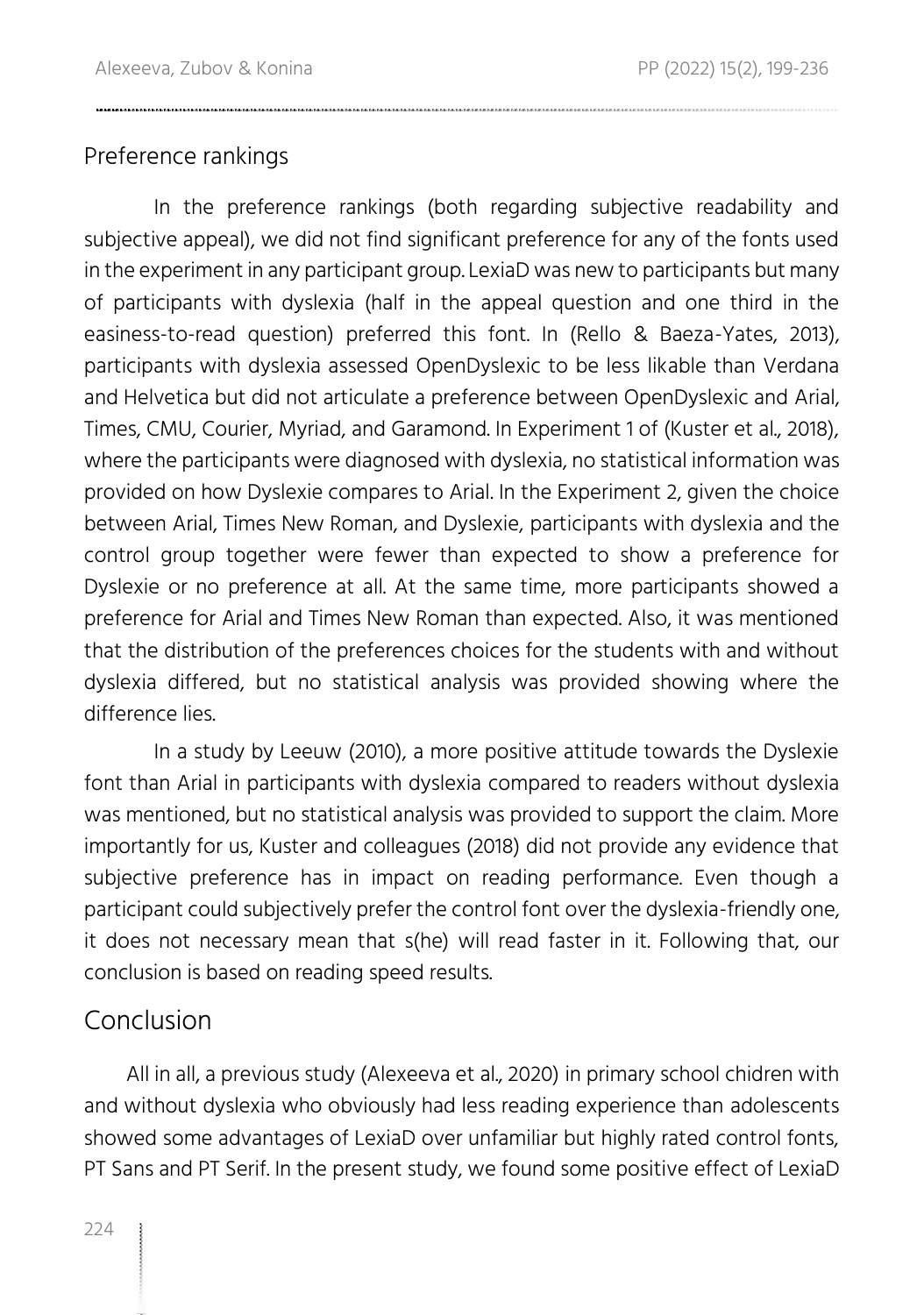### Preference rankings

In the preference rankings (both regarding subjective readability and subjective appeal), we did not find significant preference for any of the fonts used in the experiment in any participant group. LexiaD was new to participants but many of participants with dyslexia (half in the appeal question and one third in the easiness-to-read question) preferred this font. In (Rello & Baeza-Yates, 2013), participants with dyslexia assessed OpenDyslexic to be less likable than Verdana and Helvetica but did not articulate a preference between OpenDyslexic and Arial, Times, CMU, Courier, Myriad, and Garamond. In Experiment 1 of (Kuster et al., 2018), where the participants were diagnosed with dyslexia, no statistical information was provided on how Dyslexie compares to Arial. In the Experiment 2, given the choice between Arial, Times New Roman, and Dyslexie, participants with dyslexia and the control group together were fewer than expected to show a preference for Dyslexie or no preference at all. At the same time, more participants showed a preference for Arial and Times New Roman than expected. Also, it was mentioned that the distribution of the preferences choices for the students with and without dyslexia differed, but no statistical analysis was provided showing where the difference lies.

In a study by Leeuw (2010), a more positive attitude towards the Dyslexie font than Arial in participants with dyslexia compared to readers without dyslexia was mentioned, but no statistical analysis was provided to support the claim. More importantly for us, Kuster and colleagues (2018) did not provide any evidence that subjective preference has in impact on reading performance. Even though a participant could subjectively prefer the control font over the dyslexia-friendly one, it does not necessary mean that s(he) will read faster in it. Following that, our conclusion is based on reading speed results.

## Conclusion

All in all, a previous study (Alexeeva et al., 2020) in primary school chidren with and without dyslexia who obviously had less reading experience than adolescents showed some advantages of LexiaD over unfamiliar but highly rated control fonts, PT Sans and PT Serif. In the present study, we found some positive effect of LexiaD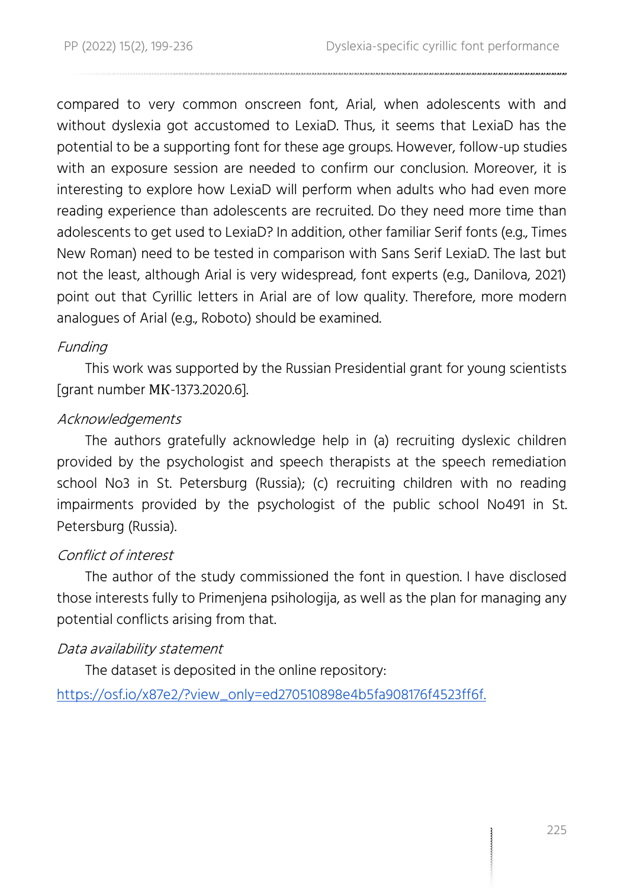compared to very common onscreen font, Arial, when adolescents with and without dyslexia got accustomed to LexiaD. Thus, it seems that LexiaD has the potential to be a supporting font for these age groups. However, follow-up studies with an exposure session are needed to confirm our conclusion. Moreover, it is interesting to explore how LexiaD will perform when adults who had even more reading experience than adolescents are recruited. Do they need more time than adolescents to get used to LexiaD? In addition, other familiar Serif fonts (e.g., Times New Roman) need to be tested in comparison with Sans Serif LexiaD. The last but not the least, although Arial is very widespread, font experts (e.g., Danilova, 2021) point out that Cyrillic letters in Arial are of low quality. Therefore, more modern analogues of Arial (e.g., Roboto) should be examined.

*Funding*

This work was supported by the Russian Presidential grant for young scientists [grant number МК-1373.2020.6].

*Acknowledgements*

The authors gratefully acknowledge help in (a) recruiting dyslexic children provided by the psychologist and speech therapists at the speech remediation school No3 in St. Petersburg (Russia); (c) recruiting children with no reading impairments provided by the psychologist of the public school No491 in St. Petersburg (Russia).

*Conflict of interest*

The author of the study commissioned the font in question. I have disclosed those interests fully to Primenjena psihologija, as well as the plan for managing any potential conflicts arising from that.

*Data availability statement*

The dataset is deposited in the online repository:
https://osf.io/x87e2/?view_only=ed270510898e4b5fa908176f4523ff6f.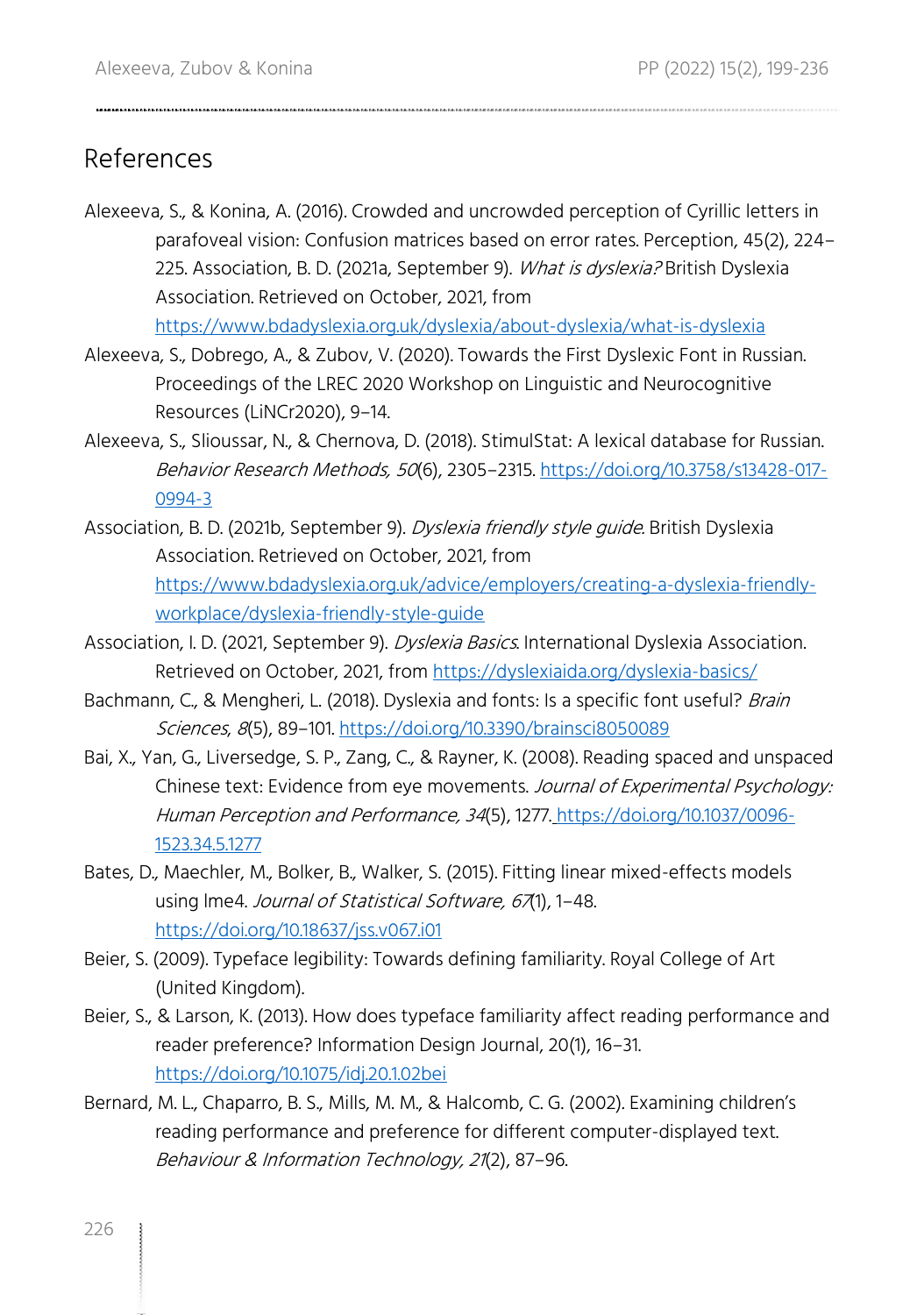## References

Alexeeva, S., & Konina, A. (2016). Crowded and uncrowded perception of Cyrillic letters in parafoveal vision: Confusion matrices based on error rates. Perception, 45(2), 224–225. Association, B. D. (2021a, September 9). *What is dyslexia?* British Dyslexia Association. Retrieved on October, 2021, from https://www.bdadyslexia.org.uk/dyslexia/about-dyslexia/what-is-dyslexia

Alexeeva, S., Dobrego, A., & Zubov, V. (2020). Towards the First Dyslexic Font in Russian. Proceedings of the LREC 2020 Workshop on Linguistic and Neurocognitive Resources (LiNCr2020), 9–14.

Alexeeva, S., Slioussar, N., & Chernova, D. (2018). StimulStat: A lexical database for Russian. *Behavior Research Methods, 50*(6), 2305–2315. https://doi.org/10.3758/s13428-017-0994-3

Association, B. D. (2021b, September 9). *Dyslexia friendly style guide*. British Dyslexia Association. Retrieved on October, 2021, from https://www.bdadyslexia.org.uk/advice/employers/creating-a-dyslexia-friendly-workplace/dyslexia-friendly-style-guide

Association, I. D. (2021, September 9). *Dyslexia Basics*. International Dyslexia Association. Retrieved on October, 2021, from https://dyslexiaida.org/dyslexia-basics/

Bachmann, C., & Mengheri, L. (2018). Dyslexia and fonts: Is a specific font useful? *Brain Sciences*, *8*(5), 89–101. https://doi.org/10.3390/brainsci8050089

Bai, X., Yan, G., Liversedge, S. P., Zang, C., & Rayner, K. (2008). Reading spaced and unspaced Chinese text: Evidence from eye movements. *Journal of Experimental Psychology: Human Perception and Performance, 34*(5), 1277. https://doi.org/10.1037/0096-1523.34.5.1277

Bates, D., Maechler, M., Bolker, B., Walker, S. (2015). Fitting linear mixed-effects models using lme4. *Journal of Statistical Software, 67*(1), 1–48. https://doi.org/10.18637/jss.v067.i01

Beier, S. (2009). Typeface legibility: Towards defining familiarity. Royal College of Art (United Kingdom).

Beier, S., & Larson, K. (2013). How does typeface familiarity affect reading performance and reader preference? Information Design Journal, 20(1), 16–31. https://doi.org/10.1075/idj.20.1.02bei

Bernard, M. L., Chaparro, B. S., Mills, M. M., & Halcomb, C. G. (2002). Examining children's reading performance and preference for different computer-displayed text. *Behaviour & Information Technology, 21*(2), 87–96.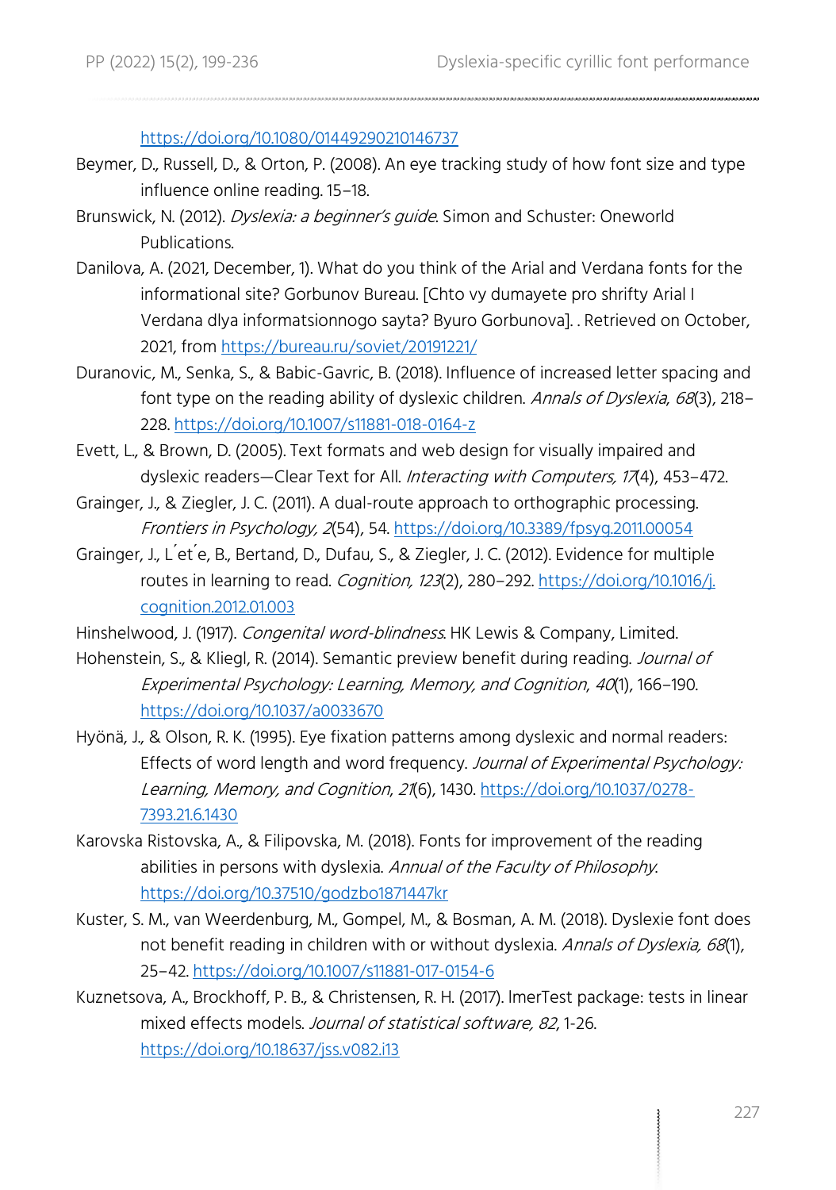https://doi.org/10.1080/01449290210146737

Beymer, D., Russell, D., & Orton, P. (2008). An eye tracking study of how font size and type influence online reading. 15–18.

Brunswick, N. (2012). *Dyslexia: a beginner's guide*. Simon and Schuster: Oneworld Publications.

Danilova, A. (2021, December, 1). What do you think of the Arial and Verdana fonts for the informational site? Gorbunov Bureau. [Chto vy dumayete pro shrifty Arial I Verdana dlya informatsionnogo sayta? Byuro Gorbunova]. . Retrieved on October, 2021, from https://bureau.ru/soviet/20191221/

Duranovic, M., Senka, S., & Babic-Gavric, B. (2018). Influence of increased letter spacing and font type on the reading ability of dyslexic children. *Annals of Dyslexia*, *68*(3), 218–228. https://doi.org/10.1007/s11881-018-0164-z

Evett, L., & Brown, D. (2005). Text formats and web design for visually impaired and dyslexic readers—Clear Text for All. *Interacting with Computers, 17*(4), 453–472.

Grainger, J., & Ziegler, J. C. (2011). A dual-route approach to orthographic processing. *Frontiers in Psychology, 2*(54), 54. https://doi.org/10.3389/fpsyg.2011.00054

Grainger, J., L´et´e, B., Bertand, D., Dufau, S., & Ziegler, J. C. (2012). Evidence for multiple routes in learning to read. *Cognition, 123*(2), 280–292. https://doi.org/10.1016/j.cognition.2012.01.003

Hinshelwood, J. (1917). *Congenital word-blindness*. HK Lewis & Company, Limited.

Hohenstein, S., & Kliegl, R. (2014). Semantic preview benefit during reading. *Journal of Experimental Psychology: Learning, Memory, and Cognition*, *40*(1), 166–190. https://doi.org/10.1037/a0033670

Hyönä, J., & Olson, R. K. (1995). Eye fixation patterns among dyslexic and normal readers: Effects of word length and word frequency. *Journal of Experimental Psychology: Learning, Memory, and Cognition*, *21*(6), 1430. https://doi.org/10.1037/0278-7393.21.6.1430

Karovska Ristovska, A., & Filipovska, M. (2018). Fonts for improvement of the reading abilities in persons with dyslexia. *Annual of the Faculty of Philosophy*. https://doi.org/10.37510/godzbo1871447kr

Kuster, S. M., van Weerdenburg, M., Gompel, M., & Bosman, A. M. (2018). Dyslexie font does not benefit reading in children with or without dyslexia. *Annals of Dyslexia, 68*(1), 25–42. https://doi.org/10.1007/s11881-017-0154-6

Kuznetsova, A., Brockhoff, P. B., & Christensen, R. H. (2017). lmerTest package: tests in linear mixed effects models. *Journal of statistical software, 82*, 1-26. https://doi.org/10.18637/jss.v082.i13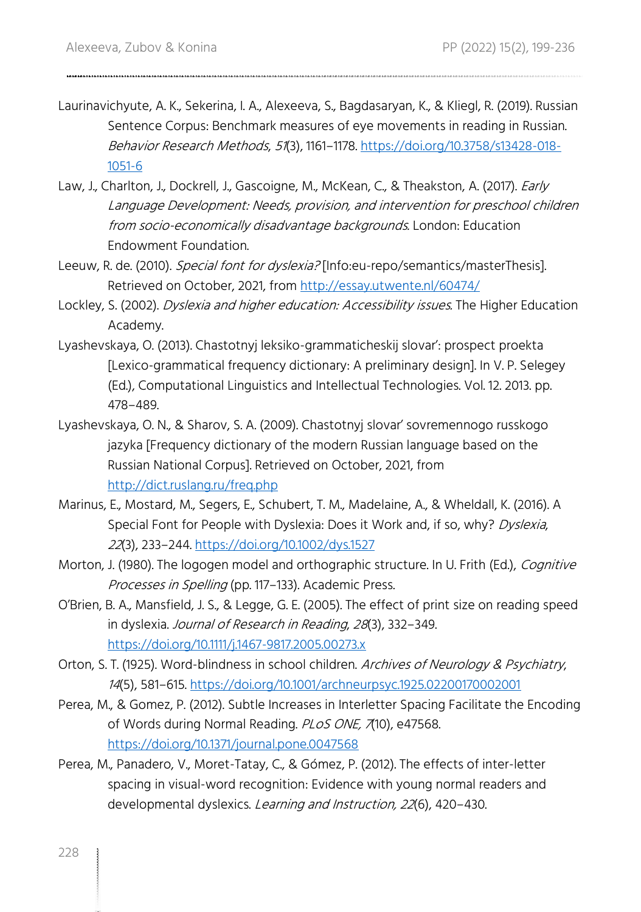Laurinavichyute, A. K., Sekerina, I. A., Alexeeva, S., Bagdasaryan, K., & Kliegl, R. (2019). Russian Sentence Corpus: Benchmark measures of eye movements in reading in Russian. *Behavior Research Methods*, *51*(3), 1161–1178. https://doi.org/10.3758/s13428-018-1051-6

Law, J., Charlton, J., Dockrell, J., Gascoigne, M., McKean, C., & Theakston, A. (2017). *Early Language Development: Needs, provision, and intervention for preschool children from socio-economically disadvantage backgrounds*. London: Education Endowment Foundation.

Leeuw, R. de. (2010). *Special font for dyslexia?* [Info:eu-repo/semantics/masterThesis]. Retrieved on October, 2021, from http://essay.utwente.nl/60474/

Lockley, S. (2002). *Dyslexia and higher education: Accessibility issues*. The Higher Education Academy.

Lyashevskaya, O. (2013). Chastotnyj leksiko-grammaticheskij slovar': prospect proekta [Lexico-grammatical frequency dictionary: A preliminary design]. In V. P. Selegey (Ed.), Computational Linguistics and Intellectual Technologies. Vol. 12. 2013. pp. 478–489.

Lyashevskaya, O. N., & Sharov, S. A. (2009). Chastotnyj slovar' sovremennogo russkogo jazyka [Frequency dictionary of the modern Russian language based on the Russian National Corpus]. Retrieved on October, 2021, from http://dict.ruslang.ru/freq.php

Marinus, E., Mostard, M., Segers, E., Schubert, T. M., Madelaine, A., & Wheldall, K. (2016). A Special Font for People with Dyslexia: Does it Work and, if so, why? *Dyslexia*, *22*(3), 233–244. https://doi.org/10.1002/dys.1527

Morton, J. (1980). The logogen model and orthographic structure. In U. Frith (Ed.), *Cognitive Processes in Spelling* (pp. 117–133). Academic Press.

O'Brien, B. A., Mansfield, J. S., & Legge, G. E. (2005). The effect of print size on reading speed in dyslexia. *Journal of Research in Reading*, *28*(3), 332–349. https://doi.org/10.1111/j.1467-9817.2005.00273.x

Orton, S. T. (1925). Word-blindness in school children. *Archives of Neurology & Psychiatry*, *14*(5), 581–615. https://doi.org/10.1001/archneurpsyc.1925.02200170002001

Perea, M., & Gomez, P. (2012). Subtle Increases in Interletter Spacing Facilitate the Encoding of Words during Normal Reading. *PLoS ONE, 7*(10), e47568. https://doi.org/10.1371/journal.pone.0047568

Perea, M., Panadero, V., Moret-Tatay, C., & Gómez, P. (2012). The effects of inter-letter spacing in visual-word recognition: Evidence with young normal readers and developmental dyslexics. *Learning and Instruction, 22*(6), 420–430.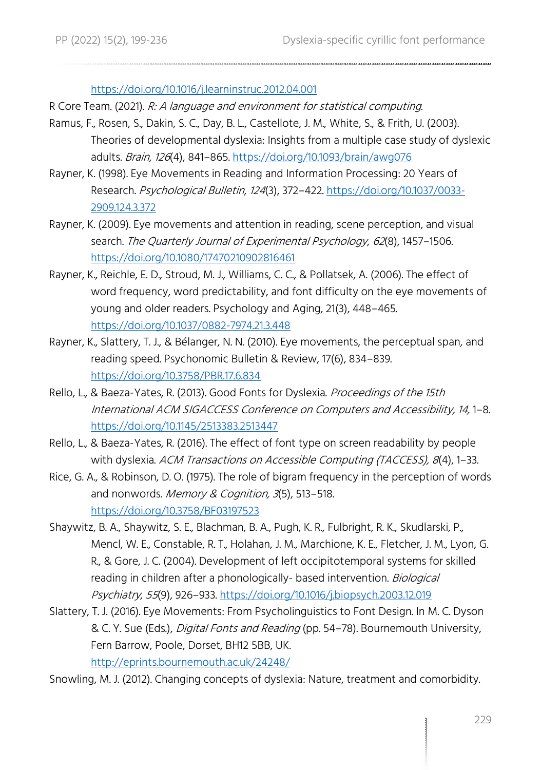https://doi.org/10.1016/j.learninstruc.2012.04.001

R Core Team. (2021). *R: A language and environment for statistical computing*.

Ramus, F., Rosen, S., Dakin, S. C., Day, B. L., Castellote, J. M., White, S., & Frith, U. (2003). Theories of developmental dyslexia: Insights from a multiple case study of dyslexic adults. *Brain*, *126*(4), 841–865. https://doi.org/10.1093/brain/awg076

Rayner, K. (1998). Eye Movements in Reading and Information Processing: 20 Years of Research. *Psychological Bulletin*, *124*(3), 372–422. https://doi.org/10.1037/0033-2909.124.3.372

Rayner, K. (2009). Eye movements and attention in reading, scene perception, and visual search. *The Quarterly Journal of Experimental Psychology*, *62*(8), 1457–1506. https://doi.org/10.1080/17470210902816461

Rayner, K., Reichle, E. D., Stroud, M. J., Williams, C. C., & Pollatsek, A. (2006). The effect of word frequency, word predictability, and font difficulty on the eye movements of young and older readers. Psychology and Aging, 21(3), 448–465. https://doi.org/10.1037/0882-7974.21.3.448

Rayner, K., Slattery, T. J., & Bélanger, N. N. (2010). Eye movements, the perceptual span, and reading speed. Psychonomic Bulletin & Review, 17(6), 834–839. https://doi.org/10.3758/PBR.17.6.834

Rello, L., & Baeza-Yates, R. (2013). Good Fonts for Dyslexia. *Proceedings of the 15th International ACM SIGACCESS Conference on Computers and Accessibility, 14*, 1–8. https://doi.org/10.1145/2513383.2513447

Rello, L., & Baeza-Yates, R. (2016). The effect of font type on screen readability by people with dyslexia. *ACM Transactions on Accessible Computing (TACCESS), 8*(4), 1–33.

Rice, G. A., & Robinson, D. O. (1975). The role of bigram frequency in the perception of words and nonwords. *Memory & Cognition, 3*(5), 513–518. https://doi.org/10.3758/BF03197523

Shaywitz, B. A., Shaywitz, S. E., Blachman, B. A., Pugh, K. R., Fulbright, R. K., Skudlarski, P., Mencl, W. E., Constable, R. T., Holahan, J. M., Marchione, K. E., Fletcher, J. M., Lyon, G. R., & Gore, J. C. (2004). Development of left occipitotemporal systems for skilled reading in children after a phonologically- based intervention. *Biological Psychiatry*, *55*(9), 926–933. https://doi.org/10.1016/j.biopsych.2003.12.019

Slattery, T. J. (2016). Eye Movements: From Psycholinguistics to Font Design. In M. C. Dyson & C. Y. Sue (Eds.), *Digital Fonts and Reading* (pp. 54–78). Bournemouth University, Fern Barrow, Poole, Dorset, BH12 5BB, UK. http://eprints.bournemouth.ac.uk/24248/

Snowling, M. J. (2012). Changing concepts of dyslexia: Nature, treatment and comorbidity.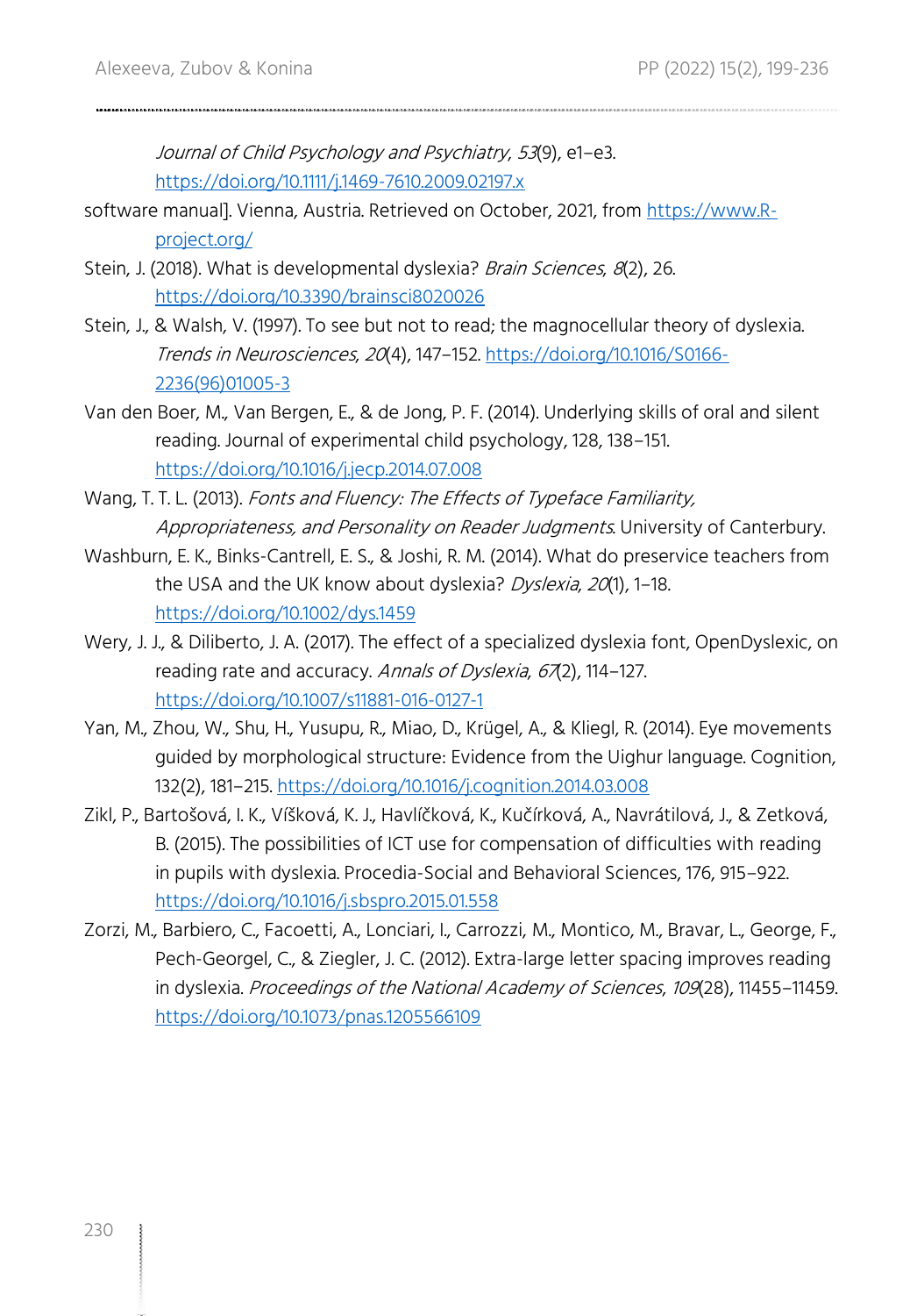*Journal of Child Psychology and Psychiatry*, *53*(9), e1–e3. https://doi.org/10.1111/j.1469-7610.2009.02197.x

software manual]. Vienna, Austria. Retrieved on October, 2021, from https://www.R-project.org/

Stein, J. (2018). What is developmental dyslexia? *Brain Sciences*, *8*(2), 26. https://doi.org/10.3390/brainsci8020026

Stein, J., & Walsh, V. (1997). To see but not to read; the magnocellular theory of dyslexia. *Trends in Neurosciences*, *20*(4), 147–152. https://doi.org/10.1016/S0166-2236(96)01005-3

Van den Boer, M., Van Bergen, E., & de Jong, P. F. (2014). Underlying skills of oral and silent reading. Journal of experimental child psychology, 128, 138–151. https://doi.org/10.1016/j.jecp.2014.07.008

Wang, T. T. L. (2013). *Fonts and Fluency: The Effects of Typeface Familiarity, Appropriateness, and Personality on Reader Judgments*. University of Canterbury.

Washburn, E. K., Binks-Cantrell, E. S., & Joshi, R. M. (2014). What do preservice teachers from the USA and the UK know about dyslexia? *Dyslexia*, *20*(1), 1–18. https://doi.org/10.1002/dys.1459

Wery, J. J., & Diliberto, J. A. (2017). The effect of a specialized dyslexia font, OpenDyslexic, on reading rate and accuracy. *Annals of Dyslexia*, *67*(2), 114–127. https://doi.org/10.1007/s11881-016-0127-1

Yan, M., Zhou, W., Shu, H., Yusupu, R., Miao, D., Krügel, A., & Kliegl, R. (2014). Eye movements guided by morphological structure: Evidence from the Uighur language. Cognition, 132(2), 181–215. https://doi.org/10.1016/j.cognition.2014.03.008

Zikl, P., Bartošová, I. K., Víšková, K. J., Havlíčková, K., Kučírková, A., Navrátilová, J., & Zetková, B. (2015). The possibilities of ICT use for compensation of difficulties with reading in pupils with dyslexia. Procedia-Social and Behavioral Sciences, 176, 915–922. https://doi.org/10.1016/j.sbspro.2015.01.558

Zorzi, M., Barbiero, C., Facoetti, A., Lonciari, I., Carrozzi, M., Montico, M., Bravar, L., George, F., Pech-Georgel, C., & Ziegler, J. C. (2012). Extra-large letter spacing improves reading in dyslexia. *Proceedings of the National Academy of Sciences*, *109*(28), 11455–11459. https://doi.org/10.1073/pnas.1205566109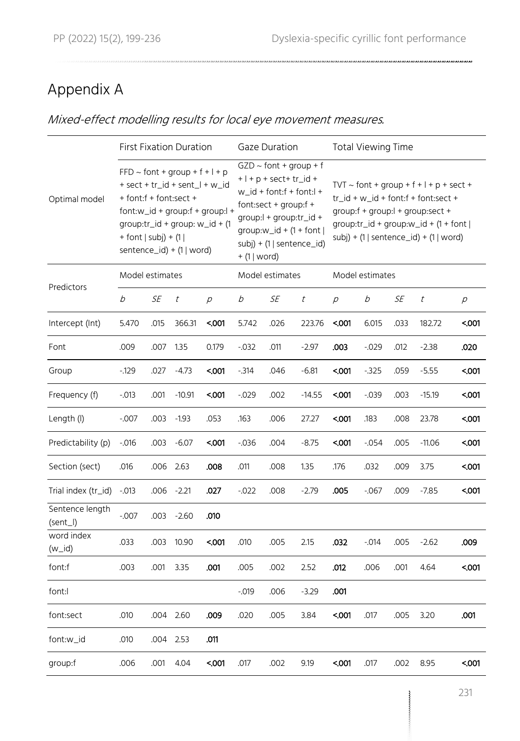# Appendix A

*Mixed-effect modelling results for local eye movement measures.*

| | First Fixation Duration | | | | Gaze Duration | | | | Total Viewing Time | | | |
|---|---|---|---|---|---|---|---|---|---|---|---|---|
| Optimal model | FFD ~ font + group + f + l + p + sect + tr_id + sent_l + w_id + font:f + font:sect + font:w_id + group:f + group:l + group:tr_id + group: w_id + (1 + font \| subj) + (1 \| sentence_id) + (1 \| word) | | | | GZD ~ font + group + f + l + p + sect+ tr_id + w_id + font:f + font:l + font:sect + group:f + group:l + group:tr_id + group:w_id + (1 + font \| subj) + (1 \| sentence_id) + (1 \| word) | | | | TVT ~ font + group + f + l + p + sect + tr_id + w_id + font:f + font:sect + group:f + group:l + group:sect + group:tr_id + group:w_id + (1 + font \| subj) + (1 \| sentence_id) + (1 \| word) | | | |
| Predictors | Model estimates | | | | Model estimates | | | | Model estimates | | | |
| | *b* | *SE* | *t* | *p* | *b* | *SE* | *t* | *p* | *b* | *SE* | *t* | *p* |
| Intercept (Int) | 5.470 | .015 | 366.31 | **<.001** | 5.742 | .026 | 223.76 | **<.001** | 6.015 | .033 | 182.72 | **<.001** |
| Font | .009 | .007 | 1.35 | 0.179 | -.032 | .011 | -2.97 | **.003** | -.029 | .012 | -2.38 | **.020** |
| Group | -.129 | .027 | -4.73 | **<.001** | -.314 | .046 | -6.81 | **<.001** | -.325 | .059 | -5.55 | **<.001** |
| Frequency (f) | -.013 | .001 | -10.91 | **<.001** | -.029 | .002 | -14.55 | **<.001** | -.039 | .003 | -15.19 | **<.001** |
| Length (l) | -.007 | .003 | -1.93 | .053 | .163 | .006 | 27.27 | **<.001** | .183 | .008 | 23.78 | **<.001** |
| Predictability (p) | -.016 | .003 | -6.07 | **<.001** | -.036 | .004 | -8.75 | **<.001** | -.054 | .005 | -11.06 | **<.001** |
| Section (sect) | .016 | .006 | 2.63 | **.008** | .011 | .008 | 1.35 | .176 | .032 | .009 | 3.75 | **<.001** |
| Trial index (tr_id) | -.013 | .006 | -2.21 | **.027** | -.022 | .008 | -2.79 | **.005** | -.067 | .009 | -7.85 | **<.001** |
| Sentence length (sent_l) | -.007 | .003 | -2.60 | **.010** | | | | | | | | |
| word index (w_id) | .033 | .003 | 10.90 | **<.001** | .010 | .005 | 2.15 | **.032** | -.014 | .005 | -2.62 | **.009** |
| font:f | .003 | .001 | 3.35 | **.001** | .005 | .002 | 2.52 | **.012** | .006 | .001 | 4.64 | **<.001** |
| font:l | | | | | -.019 | .006 | -3.29 | **.001** | | | | |
| font:sect | .010 | .004 | 2.60 | **.009** | .020 | .005 | 3.84 | **<.001** | .017 | .005 | 3.20 | **.001** |
| font:w_id | .010 | .004 | 2.53 | **.011** | | | | | | | | |
| group:f | .006 | .001 | 4.04 | **<.001** | .017 | .002 | 9.19 | **<.001** | .017 | .002 | 8.95 | **<.001** |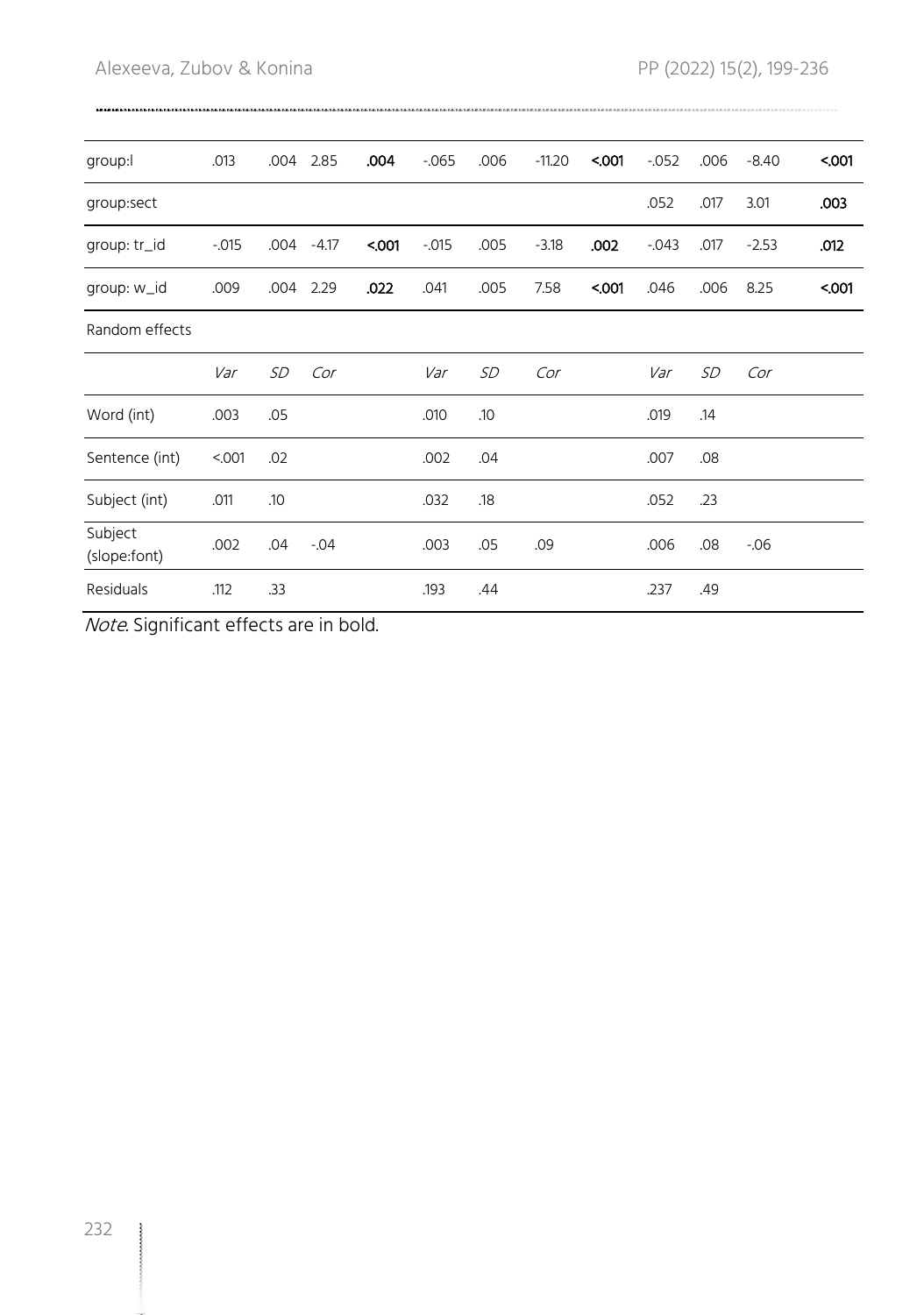| | | | | | | | | | | | | |
|---|---|---|---|---|---|---|---|---|---|---|---|---|
| group:l | .013 | .004 | 2.85 | **.004** | -.065 | .006 | -11.20 | **<.001** | -.052 | .006 | -8.40 | **<.001** |
| group:sect | | | | | | | | | .052 | .017 | 3.01 | **.003** |
| group: tr_id | -.015 | .004 | -4.17 | **<.001** | -.015 | .005 | -3.18 | **.002** | -.043 | .017 | -2.53 | **.012** |
| group: w_id | .009 | .004 | 2.29 | **.022** | .041 | .005 | 7.58 | **<.001** | .046 | .006 | 8.25 | **<.001** |
| Random effects | | | | | | | | | | | | |
| | *Var* | *SD* | *Cor* | | *Var* | *SD* | *Cor* | | *Var* | *SD* | *Cor* | |
| Word (int) | .003 | .05 | | | .010 | .10 | | | .019 | .14 | | |
| Sentence (int) | <.001 | .02 | | | .002 | .04 | | | .007 | .08 | | |
| Subject (int) | .011 | .10 | | | .032 | .18 | | | .052 | .23 | | |
| Subject (slope:font) | .002 | .04 | -.04 | | .003 | .05 | .09 | | .006 | .08 | -.06 | |
| Residuals | .112 | .33 | | | .193 | .44 | | | .237 | .49 | | |

*Note*. Significant effects are in bold.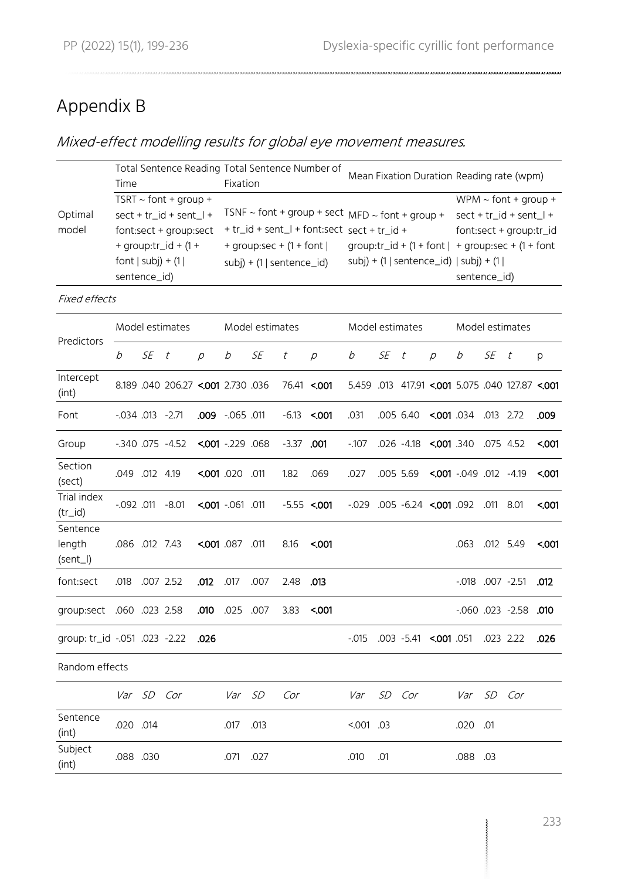# Appendix B

## *Mixed-effect modelling results for global eye movement measures.*

| | Total Sentence Reading Time | | | | Total Sentence Number of Fixation | | | | Mean Fixation Duration | | | | Reading rate (wpm) | | | |
|---|---|---|---|---|---|---|---|---|---|---|---|---|---|---|---|---|
| Optimal model | TSRT ~ font + group + sect + tr_id + sent_l + font:sect + group:sect + group:tr_id + (1 + font \| subj) + (1 \| sentence_id) | | | | TSNF ~ font + group + sect + tr_id + sent_l + font:sect + group:sec + (1 + font \| subj) + (1 \| sentence_id) | | | | MFD ~ font + group + sect + tr_id + group:tr_id + (1 + font \| subj) + (1 \| sentence_id) | | | | WPM ~ font + group + sect + tr_id + sent_l + font:sect + group:tr_id + group:sec + (1 + font \| subj) + (1 \| sentence_id) | | | |
| *Fixed effects* | | | | | | | | | | | | | | | | |
| Predictors | Model estimates | | | | Model estimates | | | | Model estimates | | | | Model estimates | | | |
| | *b* | *SE* | *t* | *p* | *b* | *SE* | *t* | *p* | *b* | *SE* | *t* | *p* | *b* | *SE* | *t* | p |
| Intercept (int) | 8.189 | .040 | 206.27 | **<.001** | 2.730 | .036 | 76.41 | **<.001** | 5.459 | .013 | 417.91 | **<.001** | 5.075 | .040 | 127.87 | **<.001** |
| Font | -.034 | .013 | -2.71 | **.009** | -.065 | .011 | -6.13 | **<.001** | .031 | .005 | 6.40 | **<.001** | .034 | .013 | 2.72 | **.009** |
| Group | -.340 | .075 | -4.52 | **<.001** | -.229 | .068 | -3.37 | **.001** | -.107 | .026 | -4.18 | **<.001** | .340 | .075 | 4.52 | **<.001** |
| Section (sect) | .049 | .012 | 4.19 | **<.001** | .020 | .011 | 1.82 | .069 | .027 | .005 | 5.69 | **<.001** | -.049 | .012 | -4.19 | **<.001** |
| Trial index (tr_id) | -.092 | .011 | -8.01 | **<.001** | -.061 | .011 | -5.55 | **<.001** | -.029 | .005 | -6.24 | **<.001** | .092 | .011 | 8.01 | **<.001** |
| Sentence length (sent_l) | .086 | .012 | 7.43 | **<.001** | .087 | .011 | 8.16 | **<.001** | | | | | .063 | .012 | 5.49 | **<.001** |
| font:sect | .018 | .007 | 2.52 | **.012** | .017 | .007 | 2.48 | **.013** | | | | | -.018 | .007 | -2.51 | **.012** |
| group:sect | .060 | .023 | 2.58 | **.010** | .025 | .007 | 3.83 | **<.001** | | | | | -.060 | .023 | -2.58 | **.010** |
| group: tr_id | -.051 | .023 | -2.22 | **.026** | | | | | -.015 | .003 | -5.41 | **<.001** | .051 | .023 | 2.22 | **.026** |
| Random effects | | | | | | | | | | | | | | | | |
| | *Var* | *SD* | *Cor* | | *Var* | *SD* | *Cor* | | *Var* | *SD* | *Cor* | | *Var* | *SD* | *Cor* | |
| Sentence (int) | .020 | .014 | | | .017 | .013 | | | <.001 | .03 | | | .020 | .01 | | |
| Subject (int) | .088 | .030 | | | .071 | .027 | | | .010 | .01 | | | .088 | .03 | | |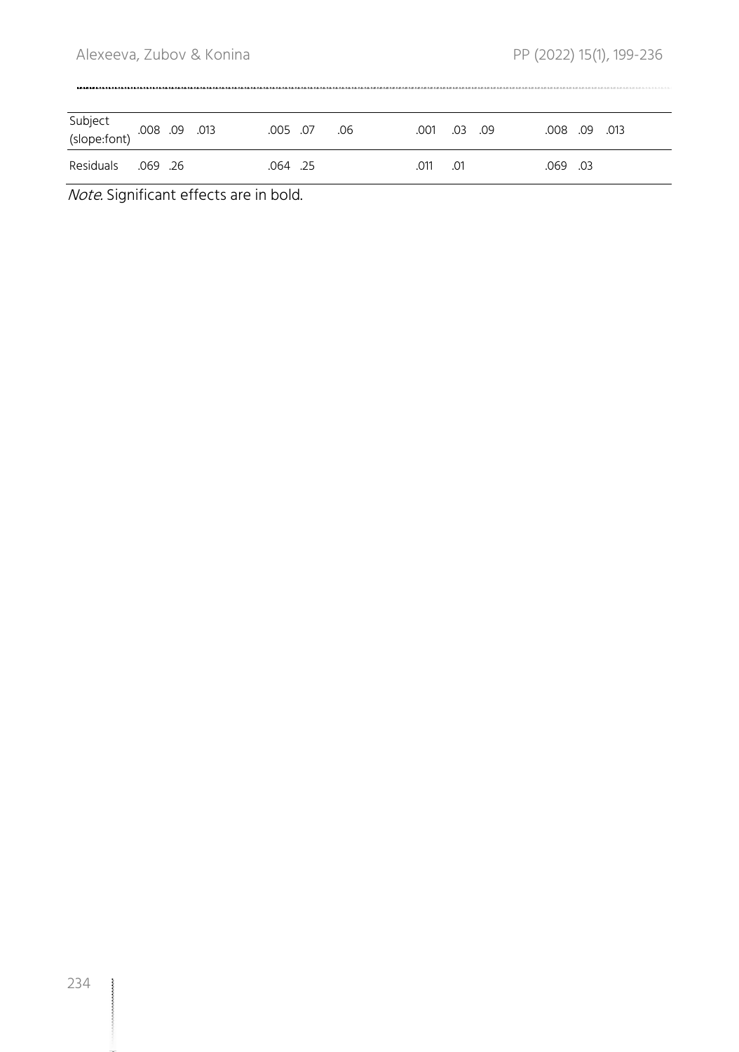| Subject (slope:font) | .008 | .09 | .013 | .005 | .07 | .06 | .001 | .03 | .09 | .008 | .09 | .013 |
|---|---|---|---|---|---|---|---|---|---|---|---|---|
| Residuals | .069 | .26 | | .064 | .25 | | .011 | .01 | | .069 | .03 | |

*Note*. Significant effects are in bold.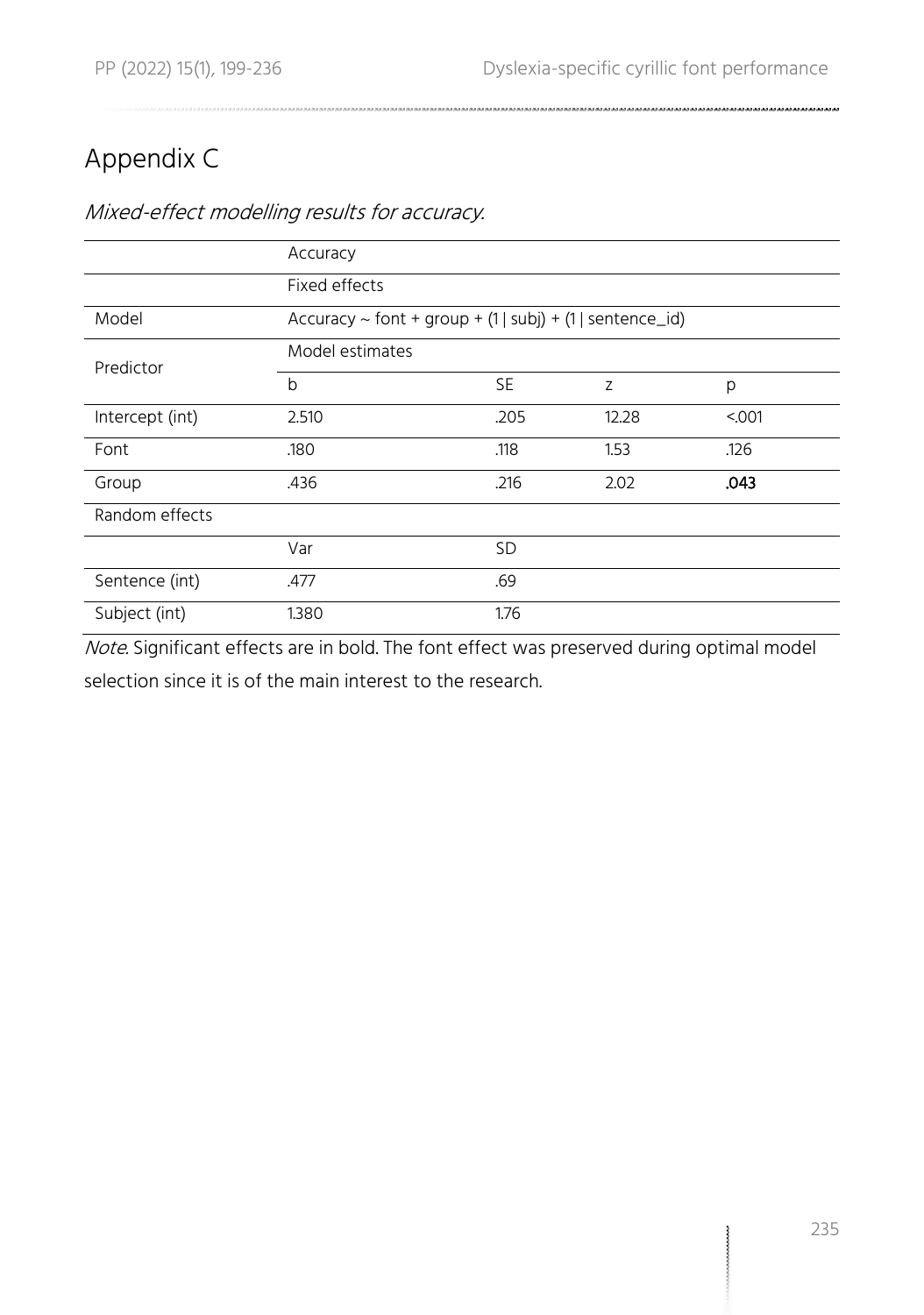## Appendix C

*Mixed-effect modelling results for accuracy.*

| | Accuracy | | | |
|---|---|---|---|---|
| | Fixed effects | | | |
| Model | Accuracy ~ font + group + (1 \| subj) + (1 \| sentence_id) | | | |
| Predictor | Model estimates | | | |
| | b | SE | z | p |
| Intercept (int) | 2.510 | .205 | 12.28 | <.001 |
| Font | .180 | .118 | 1.53 | .126 |
| Group | .436 | .216 | 2.02 | **.043** |
| Random effects | | | | |
| | Var | SD | | |
| Sentence (int) | .477 | .69 | | |
| Subject (int) | 1.380 | 1.76 | | |

*Note.* Significant effects are in bold. The font effect was preserved during optimal model selection since it is of the main interest to the research.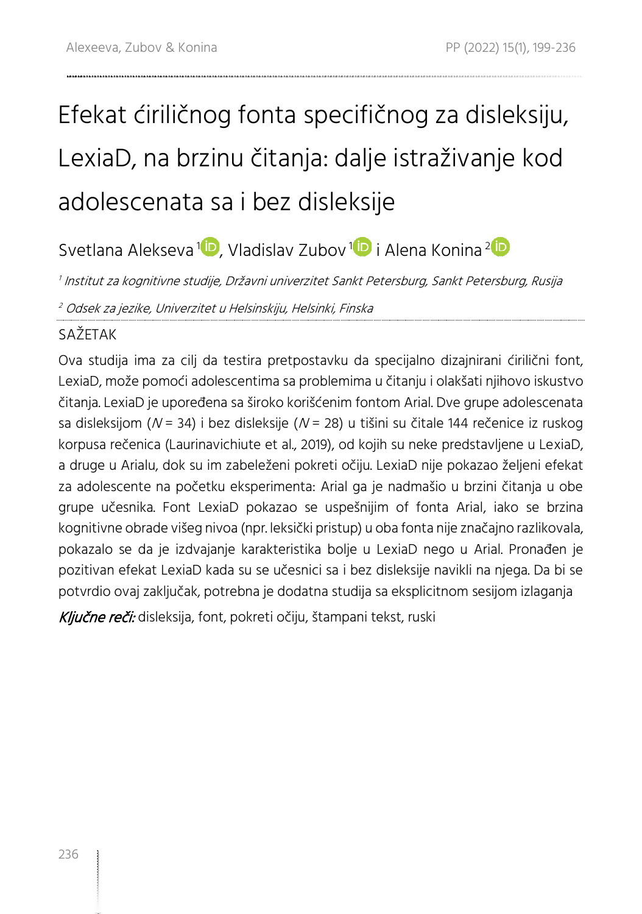# Efekat ćiriličnog fonta specifičnog za disleksiju, LexiaD, na brzinu čitanja: dalje istraživanje kod adolescenata sa i bez disleksije

Svetlana Alekseva [1], Vladislav Zubov [1] i Alena Konina [2]

[1] *Institut za kognitivne studije, Državni univerzitet Sankt Petersburg, Sankt Petersburg, Rusija*

[2] *Odsek za jezike, Univerzitet u Helsinskiju, Helsinki, Finska*

## SAŽETAK

Ova studija ima za cilj da testira pretpostavku da specijalno dizajnirani ćirilični font, LexiaD, može pomoći adolescentima sa problemima u čitanju i olakšati njihovo iskustvo čitanja. LexiaD je upoređena sa široko korišćenim fontom Arial. Dve grupe adolescenata sa disleksijom ($N = 34$) i bez disleksije ($N = 28$) u tišini su čitale 144 rečenice iz ruskog korpusa rečenica (Laurinavichiute et al., 2019), od kojih su neke predstavljene u LexiaD, a druge u Arialu, dok su im zabeleženi pokreti očiju. LexiaD nije pokazao željeni efekat za adolescente na početku eksperimenta: Arial ga je nadmašio u brzini čitanja u obe grupe učesnika. Font LexiaD pokazao se uspešnijim of fonta Arial, iako se brzina kognitivne obrade višeg nivoa (npr. leksički pristup) u oba fonta nije značajno razlikovala, pokazalo se da je izdvajanje karakteristika bolje u LexiaD nego u Arial. Pronađen je pozitivan efekat LexiaD kada su se učesnici sa i bez disleksije navikli na njega. Da bi se potvrdio ovaj zaključak, potrebna je dodatna studija sa eksplicitnom sesijom izlaganja

***Ključne reči:*** disleksija, font, pokreti očiju, štampani tekst, ruski